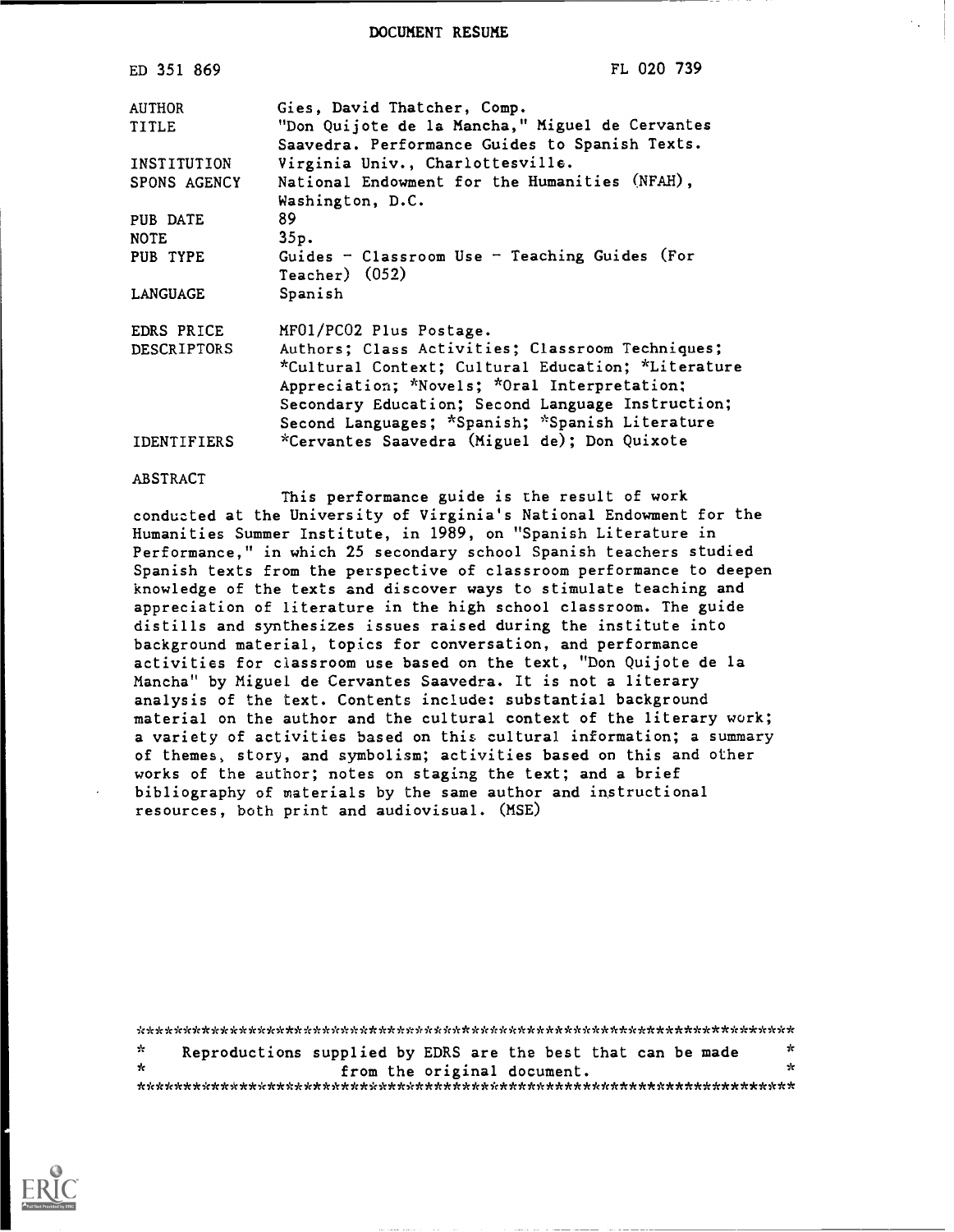# DOCUMENT RESUME

ED 351 869 FL 020 739

| | |
|---|---|
| AUTHOR | Gies, David Thatcher, Comp. |
| TITLE | "Don Quijote de la Mancha," Miguel de Cervantes Saavedra. Performance Guides to Spanish Texts. |
| INSTITUTION | Virginia Univ., Charlottesville. |
| SPONS AGENCY | National Endowment for the Humanities (NFAH), Washington, D.C. |
| PUB DATE | 89 |
| NOTE | 35p. |
| PUB TYPE | Guides - Classroom Use - Teaching Guides (For Teacher) (052) |
| LANGUAGE | Spanish |
| EDRS PRICE | MF01/PC02 Plus Postage. |
| DESCRIPTORS | Authors; Class Activities; Classroom Techniques; *Cultural Context; Cultural Education; *Literature Appreciation; *Novels; *Oral Interpretation; Secondary Education; Second Language Instruction; Second Languages; *Spanish; *Spanish Literature |
| IDENTIFIERS | *Cervantes Saavedra (Miguel de); Don Quixote |

## ABSTRACT

This performance guide is the result of work conducted at the University of Virginia's National Endowment for the Humanities Summer Institute, in 1989, on "Spanish Literature in Performance," in which 25 secondary school Spanish teachers studied Spanish texts from the perspective of classroom performance to deepen knowledge of the texts and discover ways to stimulate teaching and appreciation of literature in the high school classroom. The guide distills and synthesizes issues raised during the institute into background material, topics for conversation, and performance activities for classroom use based on the text, "Don Quijote de la Mancha" by Miguel de Cervantes Saavedra. It is not a literary analysis of the text. Contents include: substantial background material on the author and the cultural context of the literary work; a variety of activities based on this cultural information; a summary of themes, story, and symbolism; activities based on this and other works of the author; notes on staging the text; and a brief bibliography of materials by the same author and instructional resources, both print and audiovisual. (MSE)

***********************************************************************
* Reproductions supplied by EDRS are the best that can be made *
* from the original document. *
***********************************************************************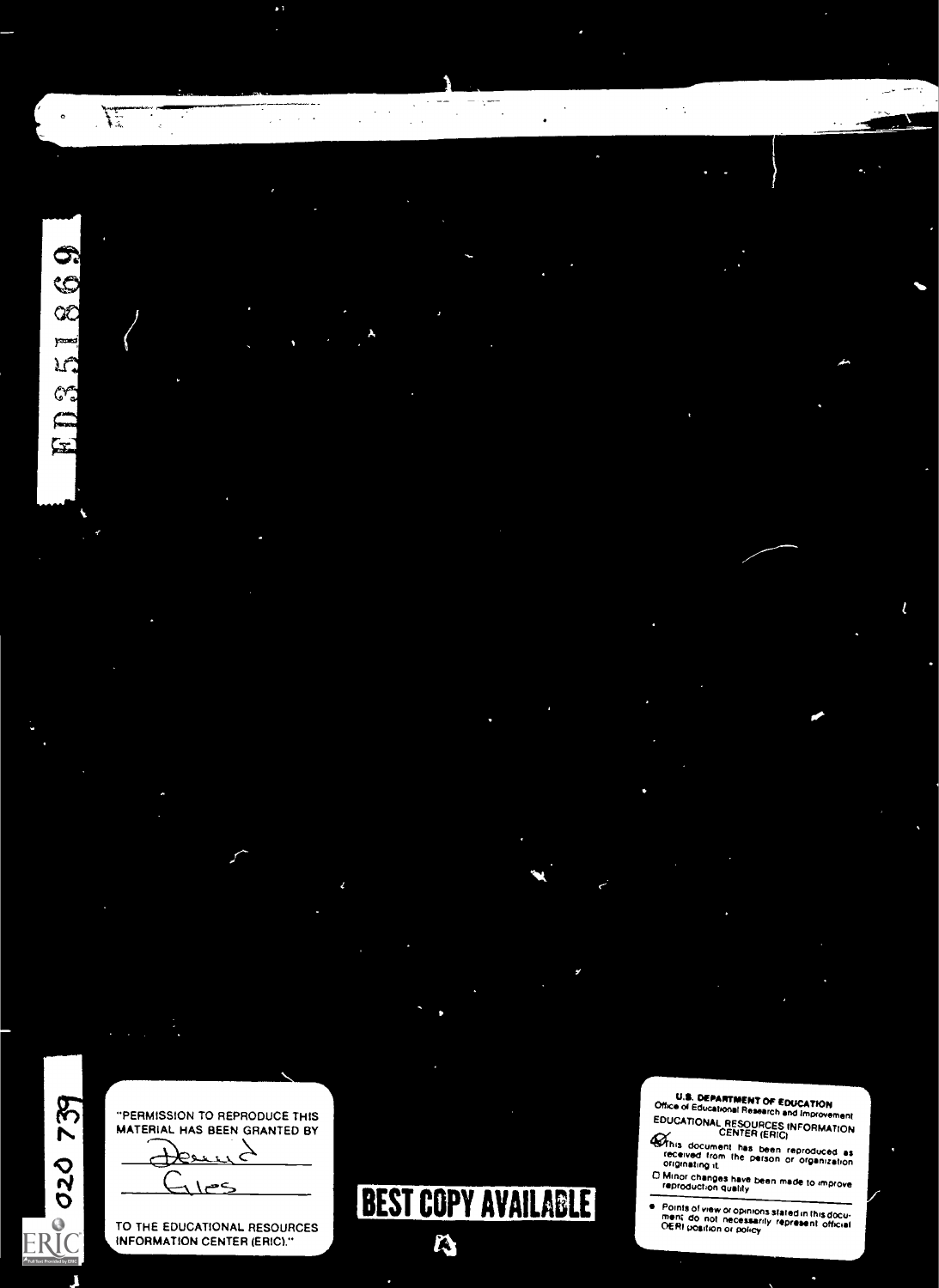ED351869

020 739

"PERMISSION TO REPRODUCE THIS MATERIAL HAS BEEN GRANTED BY

Dennis

Giles

TO THE EDUCATIONAL RESOURCES INFORMATION CENTER (ERIC)."

**BEST COPY AVAILABLE**

**U.S. DEPARTMENT OF EDUCATION**
Office of Educational Research and Improvement
EDUCATIONAL RESOURCES INFORMATION CENTER (ERIC)

- This document has been reproduced as received from the person or organization originating it.
- Minor changes have been made to improve reproduction quality.
- Points of view or opinions stated in this document do not necessarily represent official OERI position or policy.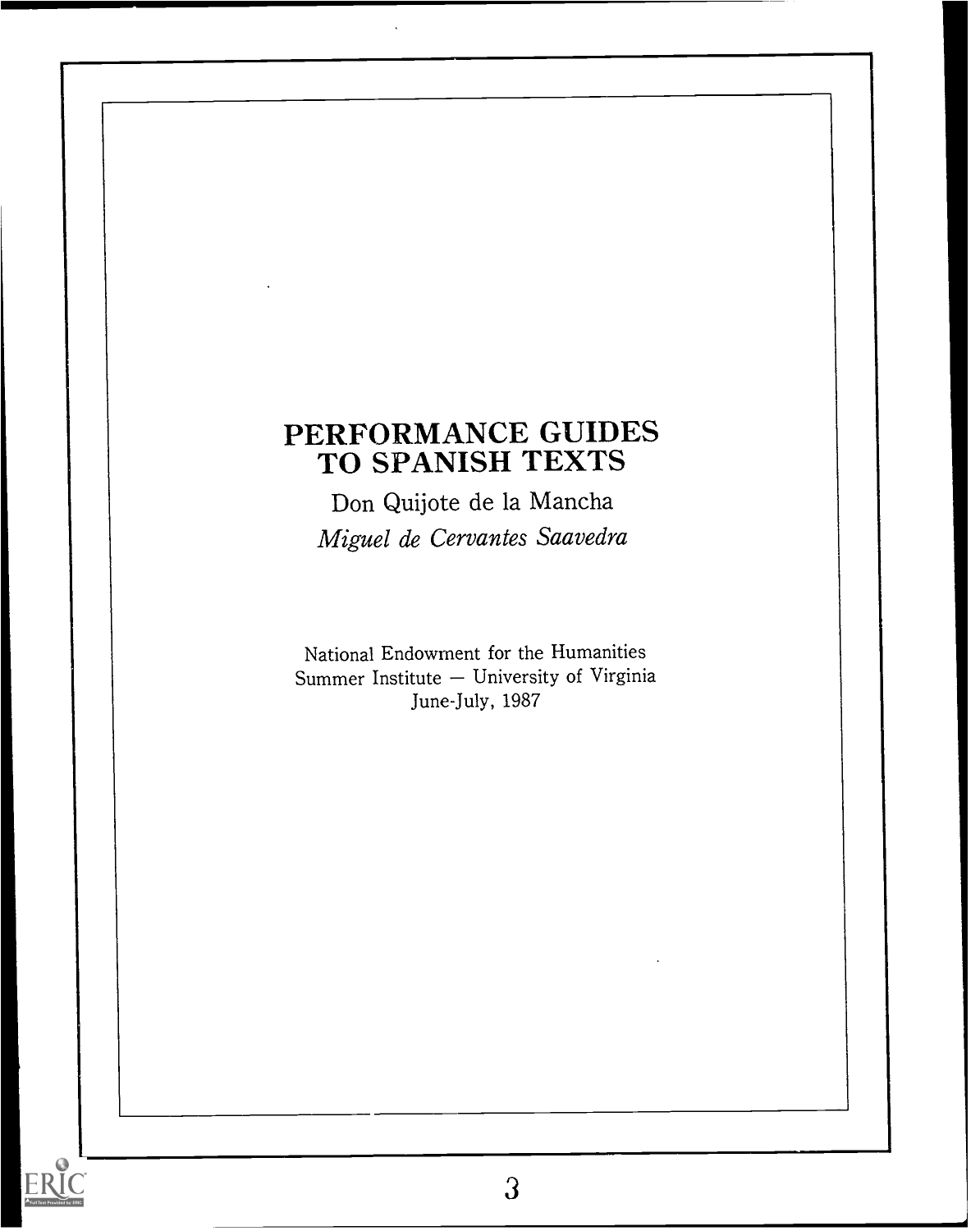# PERFORMANCE GUIDES TO SPANISH TEXTS

Don Quijote de la Mancha

*Miguel de Cervantes Saavedra*

National Endowment for the Humanities
Summer Institute — University of Virginia
June-July, 1987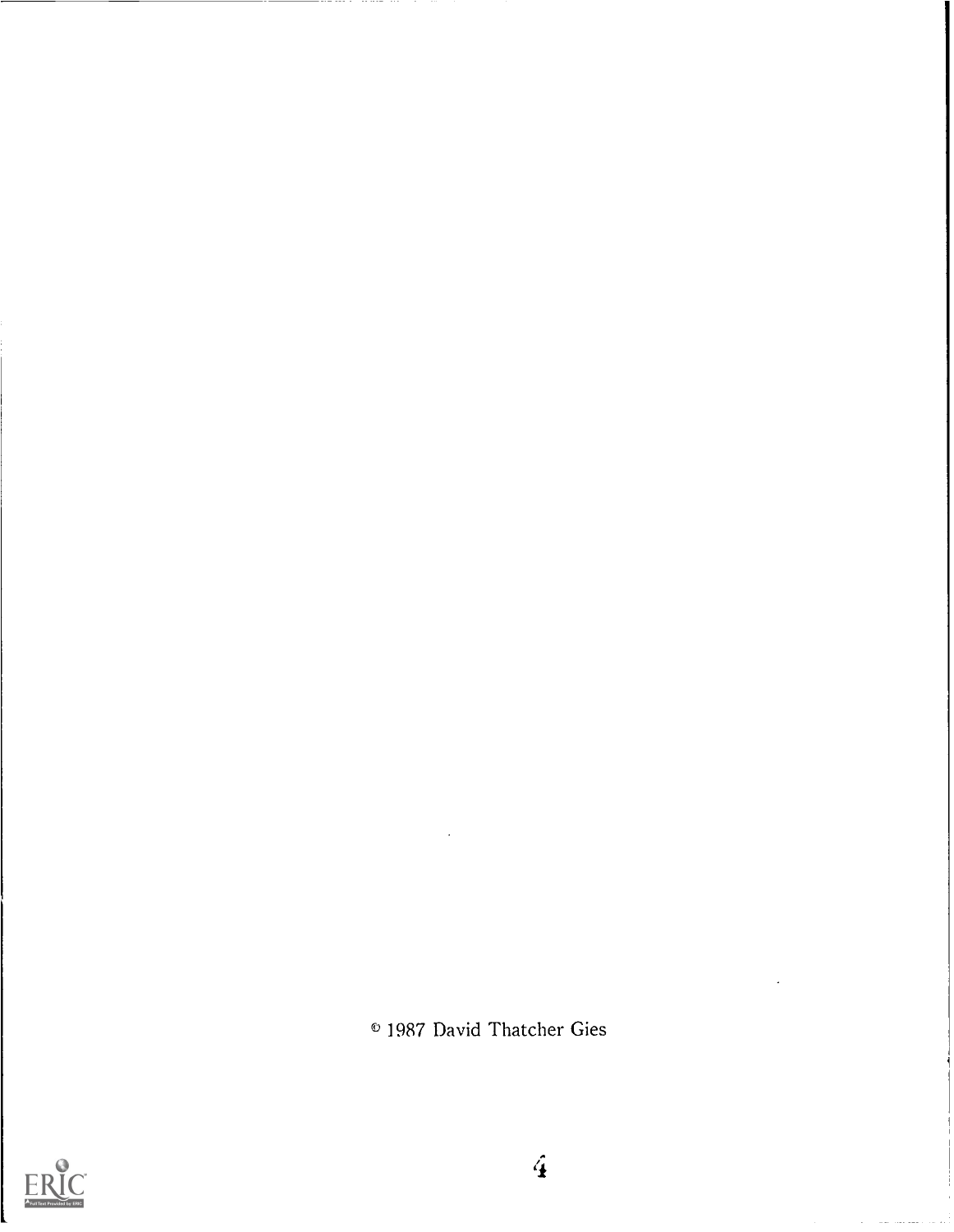© 1987 David Thatcher Gies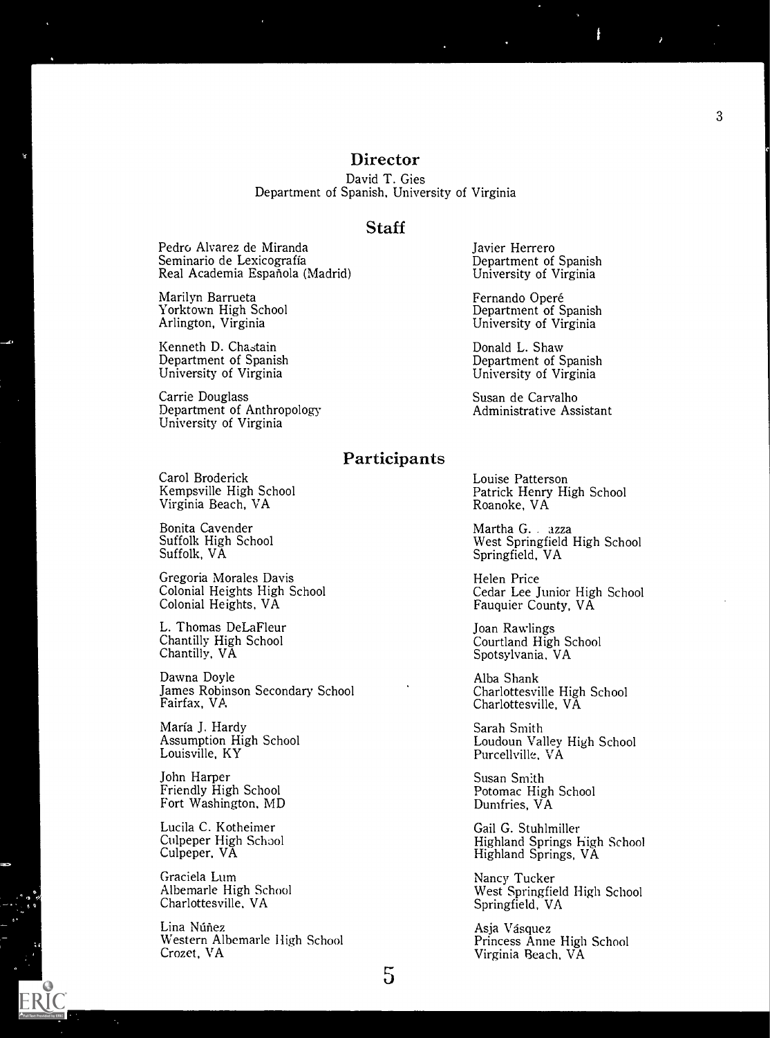## Director

David T. Gies
Department of Spanish, University of Virginia

## Staff

Pedro Alvarez de Miranda
Seminario de Lexicografía
Real Academia Española (Madrid)

Marilyn Barrueta
Yorktown High School
Arlington, Virginia

Kenneth D. Chastain
Department of Spanish
University of Virginia

Carrie Douglass
Department of Anthropology
University of Virginia

Javier Herrero
Department of Spanish
University of Virginia

Fernando Operé
Department of Spanish
University of Virginia

Donald L. Shaw
Department of Spanish
University of Virginia

Susan de Carvalho
Administrative Assistant

## Participants

Carol Broderick
Kempsville High School
Virginia Beach, VA

Bonita Cavender
Suffolk High School
Suffolk, VA

Gregoria Morales Davis
Colonial Heights High School
Colonial Heights, VA

L. Thomas DeLaFleur
Chantilly High School
Chantilly, VA

Dawna Doyle
James Robinson Secondary School
Fairfax, VA

María J. Hardy
Assumption High School
Louisville, KY

John Harper
Friendly High School
Fort Washington, MD

Lucila C. Kotheimer
Culpeper High School
Culpeper, VA

Graciela Lum
Albemarle High School
Charlottesville, VA

Lina Núñez
Western Albemarle High School
Crozet, VA

Louise Patterson
Patrick Henry High School
Roanoke, VA

Martha G. . azza
West Springfield High School
Springfield, VA

Helen Price
Cedar Lee Junior High School
Fauquier County, VA

Joan Rawlings
Courtland High School
Spotsylvania, VA

Alba Shank
Charlottesville High School
Charlottesville, VA

Sarah Smith
Loudoun Valley High School
Purcellville, VA

Susan Smith
Potomac High School
Dumfries, VA

Gail G. Stuhlmiller
Highland Springs High School
Highland Springs, VA

Nancy Tucker
West Springfield High School
Springfield, VA

Asja Vásquez
Princess Anne High School
Virginia Beach, VA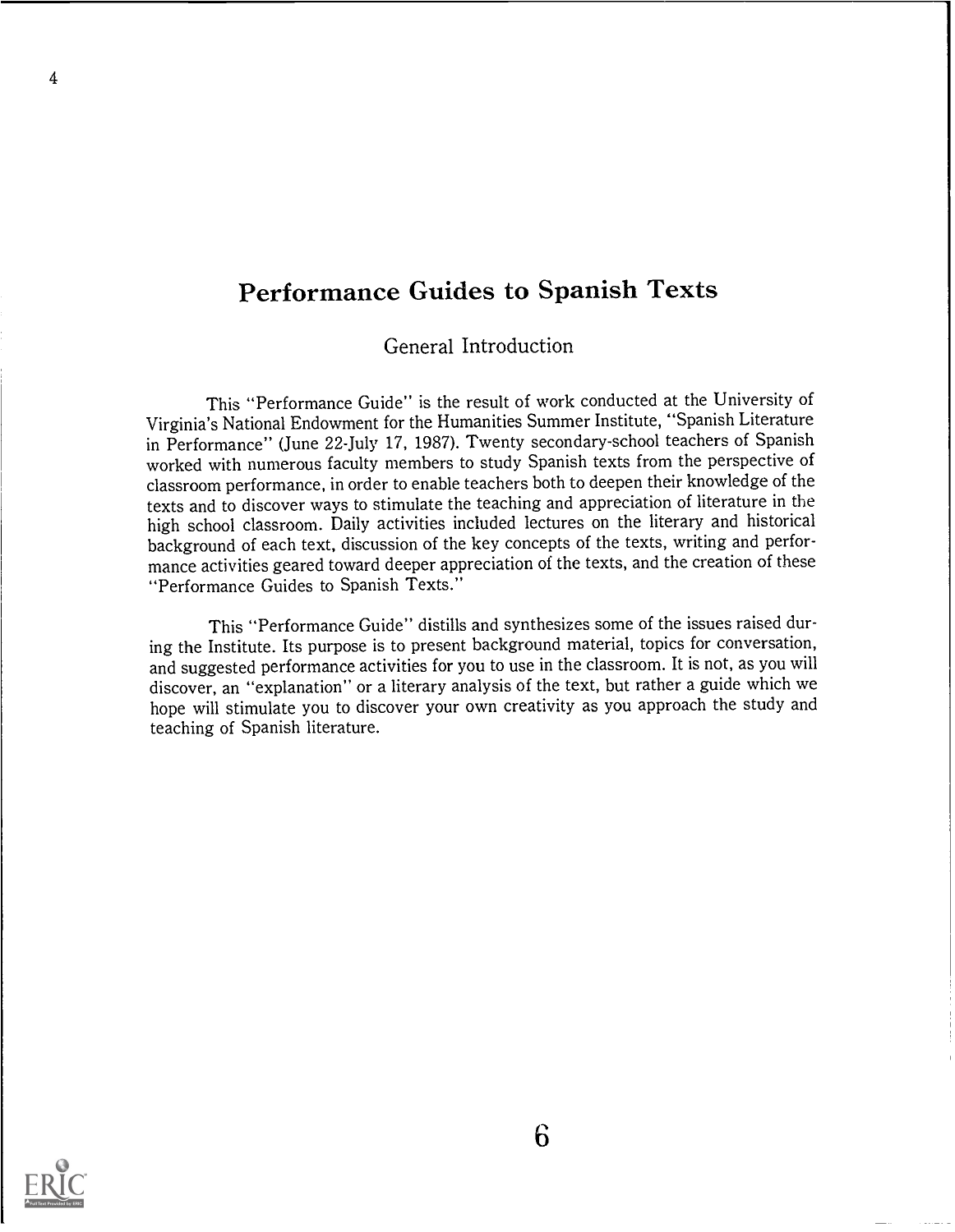# Performance Guides to Spanish Texts

## General Introduction

This "Performance Guide" is the result of work conducted at the University of Virginia's National Endowment for the Humanities Summer Institute, "Spanish Literature in Performance" (June 22-July 17, 1987). Twenty secondary-school teachers of Spanish worked with numerous faculty members to study Spanish texts from the perspective of classroom performance, in order to enable teachers both to deepen their knowledge of the texts and to discover ways to stimulate the teaching and appreciation of literature in the high school classroom. Daily activities included lectures on the literary and historical background of each text, discussion of the key concepts of the texts, writing and performance activities geared toward deeper appreciation of the texts, and the creation of these "Performance Guides to Spanish Texts."

This "Performance Guide" distills and synthesizes some of the issues raised during the Institute. Its purpose is to present background material, topics for conversation, and suggested performance activities for you to use in the classroom. It is not, as you will discover, an "explanation" or a literary analysis of the text, but rather a guide which we hope will stimulate you to discover your own creativity as you approach the study and teaching of Spanish literature.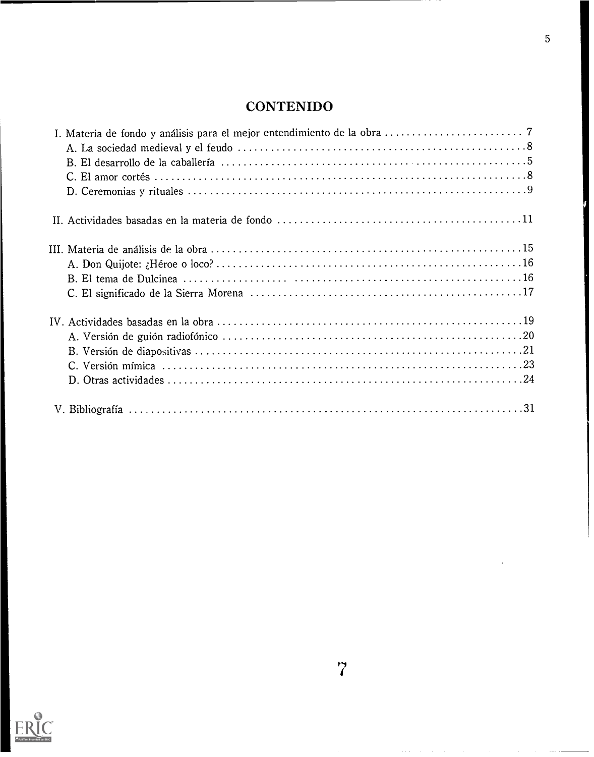# CONTENIDO

I. Materia de fondo y análisis para el mejor entendimiento de la obra .......................... 7
  A. La sociedad medieval y el feudo .......................................................8
  B. El desarrollo de la caballería .......................................................5
  C. El amor cortés ..........................................................................8
  D. Ceremonias y rituales ...................................................................9

II. Actividades basadas en la materia de fondo ............................................11

III. Materia de análisis de la obra ........................................................15
  A. Don Quijote: ¿Héroe o loco? .............................................................16
  B. El tema de Dulcinea .....................................................................16
  C. El significado de la Sierra Morena ......................................................17

IV. Actividades basadas en la obra ..........................................................19
  A. Versión de guión radiofónico ............................................................20
  B. Versión de diapositivas .................................................................21
  C. Versión mímica ..........................................................................23
  D. Otras actividades .......................................................................24

V. Bibliografía ..............................................................................31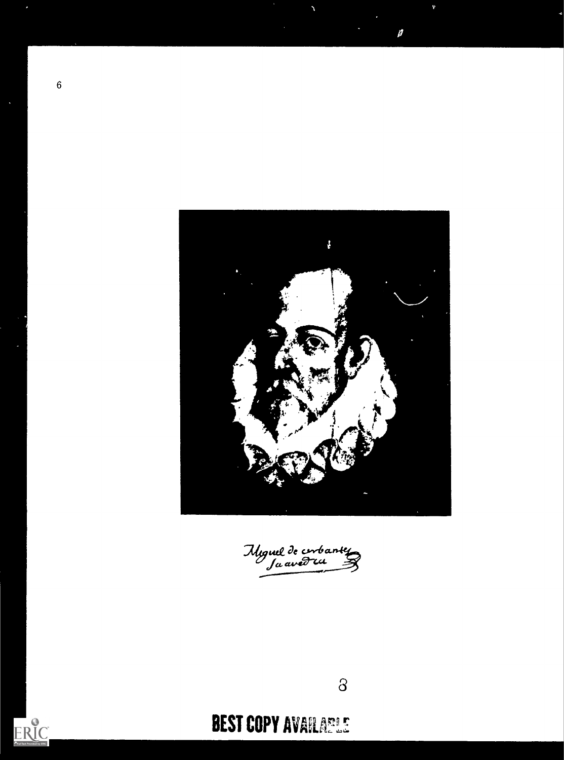Miguel de Cervantes Saavedra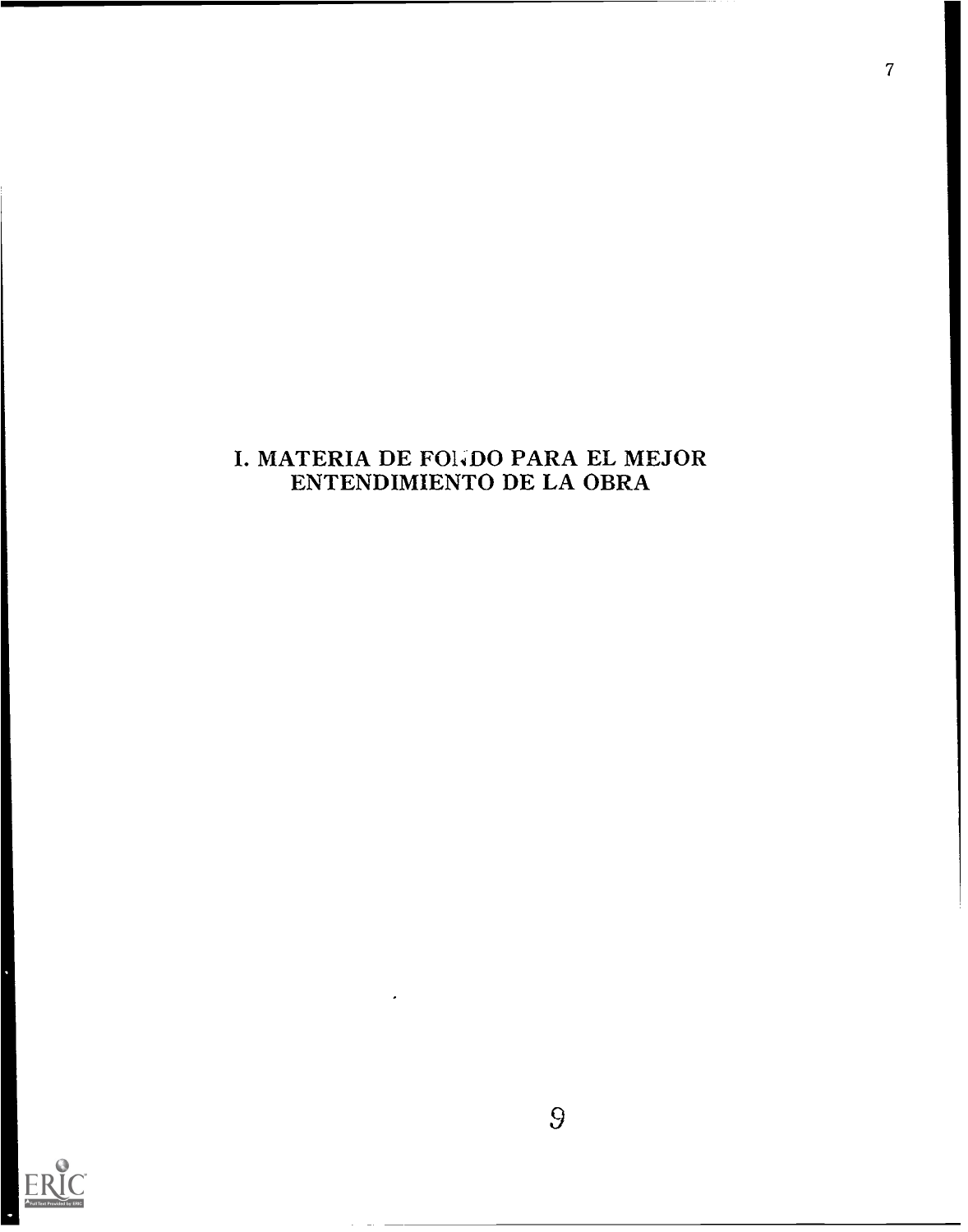# I. MATERIA DE FONDO PARA EL MEJOR ENTENDIMIENTO DE LA OBRA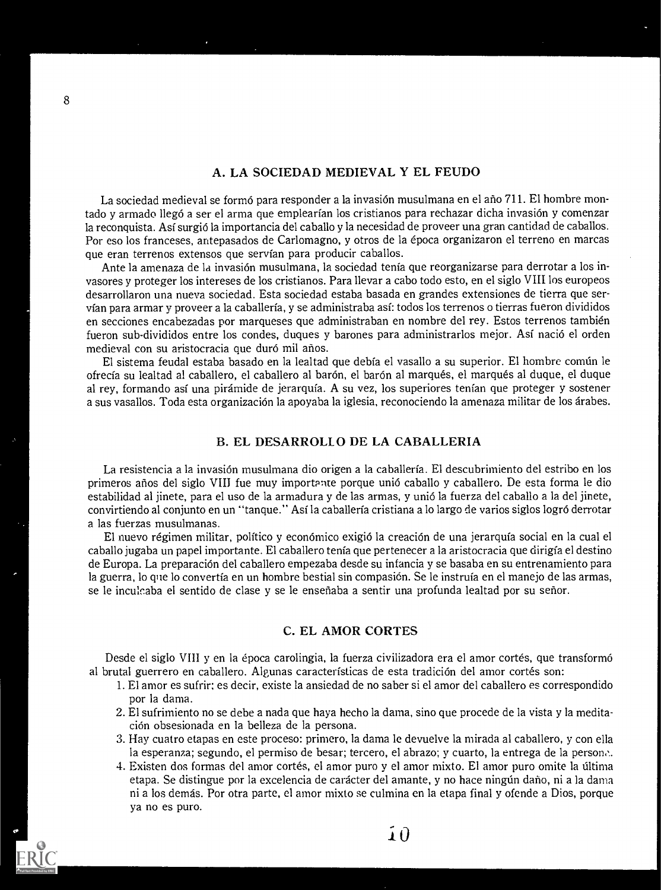## A. LA SOCIEDAD MEDIEVAL Y EL FEUDO

La sociedad medieval se formó para responder a la invasión musulmana en el año 711. El hombre montado y armado llegó a ser el arma que emplearían los cristianos para rechazar dicha invasión y comenzar la reconquista. Así surgió la importancia del caballo y la necesidad de proveer una gran cantidad de caballos. Por eso los franceses, antepasados de Carlomagno, y otros de la época organizaron el terreno en marcas que eran terrenos extensos que servían para producir caballos.

Ante la amenaza de la invasión musulmana, la sociedad tenía que reorganizarse para derrotar a los invasores y proteger los intereses de los cristianos. Para llevar a cabo todo esto, en el siglo VIII los europeos desarrollaron una nueva sociedad. Esta sociedad estaba basada en grandes extensiones de tierra que servían para armar y proveer a la caballería, y se administraba así: todos los terrenos o tierras fueron divididos en secciones encabezadas por marqueses que administraban en nombre del rey. Estos terrenos también fueron sub-divididos entre los condes, duques y barones para administrarlos mejor. Así nació el orden medieval con su aristocracia que duró mil años.

El sistema feudal estaba basado en la lealtad que debía el vasallo a su superior. El hombre común le ofrecía su lealtad al caballero, el caballero al barón, el barón al marqués, el marqués al duque, el duque al rey, formando así una pirámide de jerarquía. A su vez, los superiores tenían que proteger y sostener a sus vasallos. Toda esta organización la apoyaba la iglesia, reconociendo la amenaza militar de los árabes.

## B. EL DESARROLLO DE LA CABALLERIA

La resistencia a la invasión musulmana dio origen a la caballería. El descubrimiento del estribo en los primeros años del siglo VIII fue muy importante porque unió caballo y caballero. De esta forma le dio estabilidad al jinete, para el uso de la armadura y de las armas, y unió la fuerza del caballo a la del jinete, convirtiendo al conjunto en un "tanque." Así la caballería cristiana a lo largo de varios siglos logró derrotar a las fuerzas musulmanas.

El nuevo régimen militar, político y económico exigió la creación de una jerarquía social en la cual el caballo jugaba un papel importante. El caballero tenía que pertenecer a la aristocracia que dirigía el destino de Europa. La preparación del caballero empezaba desde su infancia y se basaba en su entrenamiento para la guerra, lo que lo convertía en un hombre bestial sin compasión. Se le instruía en el manejo de las armas, se le inculcaba el sentido de clase y se le enseñaba a sentir una profunda lealtad por su señor.

## C. EL AMOR CORTES

Desde el siglo VIII y en la época carolingia, la fuerza civilizadora era el amor cortés, que transformó al brutal guerrero en caballero. Algunas características de esta tradición del amor cortés son:

1. El amor es sufrir; es decir, existe la ansiedad de no saber si el amor del caballero es correspondido por la dama.
2. El sufrimiento no se debe a nada que haya hecho la dama, sino que procede de la vista y la meditación obsesionada en la belleza de la persona.
3. Hay cuatro etapas en este proceso: primero, la dama le devuelve la mirada al caballero, y con ella la esperanza; segundo, el permiso de besar; tercero, el abrazo; y cuarto, la entrega de la persona.
4. Existen dos formas del amor cortés, el amor puro y el amor mixto. El amor puro omite la última etapa. Se distingue por la excelencia de carácter del amante, y no hace ningún daño, ni a la dama ni a los demás. Por otra parte, el amor mixto se culmina en la etapa final y ofende a Dios, porque ya no es puro.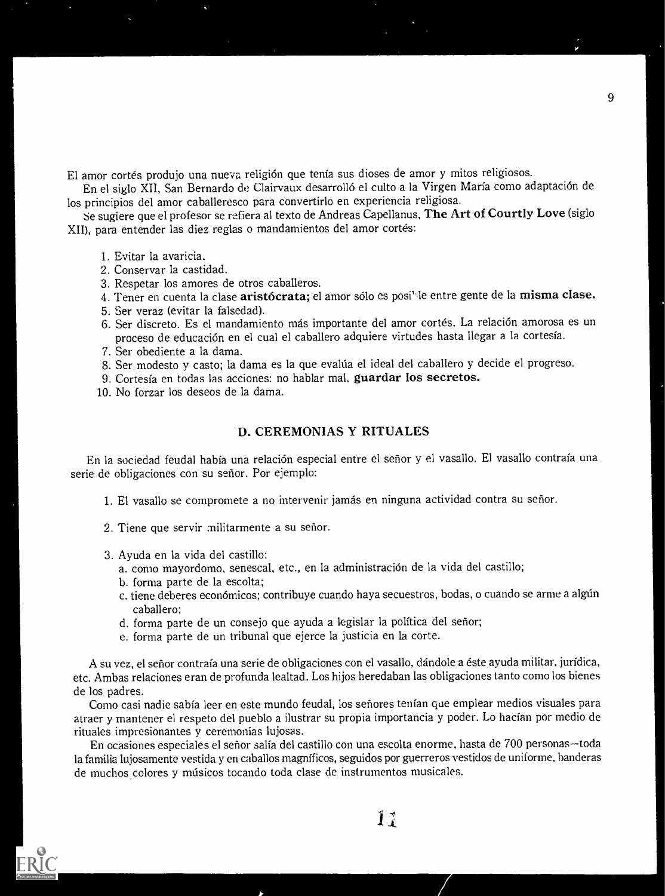El amor cortés produjo una nueva religión que tenía sus dioses de amor y mitos religiosos.

En el siglo XII, San Bernardo de Clairvaux desarrolló el culto a la Virgen María como adaptación de los principios del amor caballeresco para convertirlo en experiencia religiosa.

Se sugiere que el profesor se refiera al texto de Andreas Capellanus, **The Art of Courtly Love** (siglo XII), para entender las diez reglas o mandamientos del amor cortés:

1. Evitar la avaricia.
2. Conservar la castidad.
3. Respetar los amores de otros caballeros.
4. Tener en cuenta la clase **aristócrata;** el amor sólo es posible entre gente de la **misma clase.**
5. Ser veraz (evitar la falsedad).
6. Ser discreto. Es el mandamiento más importante del amor cortés. La relación amorosa es un proceso de educación en el cual el caballero adquiere virtudes hasta llegar a la cortesía.
7. Ser obediente a la dama.
8. Ser modesto y casto; la dama es la que evalúa el ideal del caballero y decide el progreso.
9. Cortesía en todas las acciones: no hablar mal, **guardar los secretos.**
10. No forzar los deseos de la dama.

## D. CEREMONIAS Y RITUALES

En la sociedad feudal había una relación especial entre el señor y el vasallo. El vasallo contraía una serie de obligaciones con su señor. Por ejemplo:

1. El vasallo se compromete a no intervenir jamás en ninguna actividad contra su señor.

2. Tiene que servir militarmente a su señor.

3. Ayuda en la vida del castillo:
   a. como mayordomo, senescal, etc., en la administración de la vida del castillo;
   b. forma parte de la escolta;
   c. tiene deberes económicos; contribuye cuando haya secuestros, bodas, o cuando se arme a algún caballero;
   d. forma parte de un consejo que ayuda a legislar la política del señor;
   e. forma parte de un tribunal que ejerce la justicia en la corte.

A su vez, el señor contraía una serie de obligaciones con el vasallo, dándole a éste ayuda militar, jurídica, etc. Ambas relaciones eran de profunda lealtad. Los hijos heredaban las obligaciones tanto como los bienes de los padres.

Como casi nadie sabía leer en este mundo feudal, los señores tenían que emplear medios visuales para atraer y mantener el respeto del pueblo a ilustrar su propia importancia y poder. Lo hacían por medio de rituales impresionantes y ceremonias lujosas.

En ocasiones especiales el señor salía del castillo con una escolta enorme, hasta de 700 personas—toda la familia lujosamente vestida y en caballos magníficos, seguidos por guerreros vestidos de uniforme, banderas de muchos colores y músicos tocando toda clase de instrumentos musicales.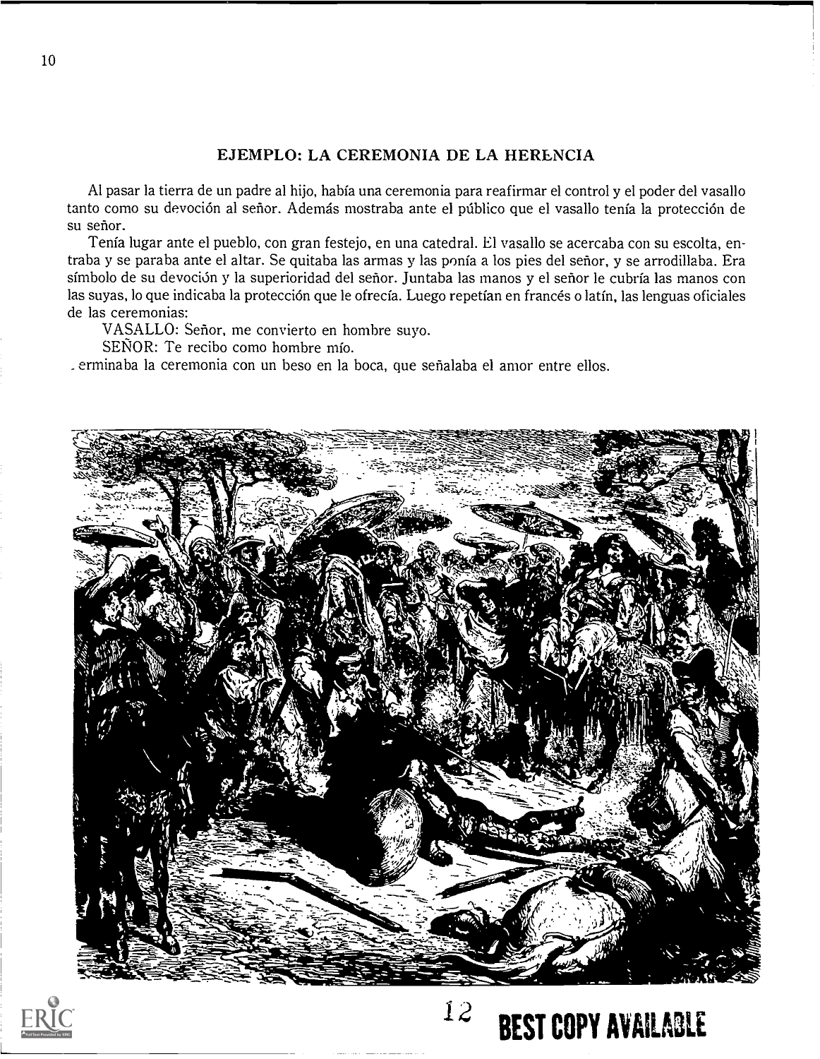## EJEMPLO: LA CEREMONIA DE LA HERENCIA

Al pasar la tierra de un padre al hijo, había una ceremonia para reafirmar el control y el poder del vasallo tanto como su devoción al señor. Además mostraba ante el público que el vasallo tenía la protección de su señor.

Tenía lugar ante el pueblo, con gran festejo, en una catedral. El vasallo se acercaba con su escolta, entraba y se paraba ante el altar. Se quitaba las armas y las ponía a los pies del señor, y se arrodillaba. Era símbolo de su devoción y la superioridad del señor. Juntaba las manos y el señor le cubría las manos con las suyas, lo que indicaba la protección que le ofrecía. Luego repetían en francés o latín, las lenguas oficiales de las ceremonias:

VASALLO: Señor, me convierto en hombre suyo.

SEÑOR: Te recibo como hombre mío.

Terminaba la ceremonia con un beso en la boca, que señalaba el amor entre ellos.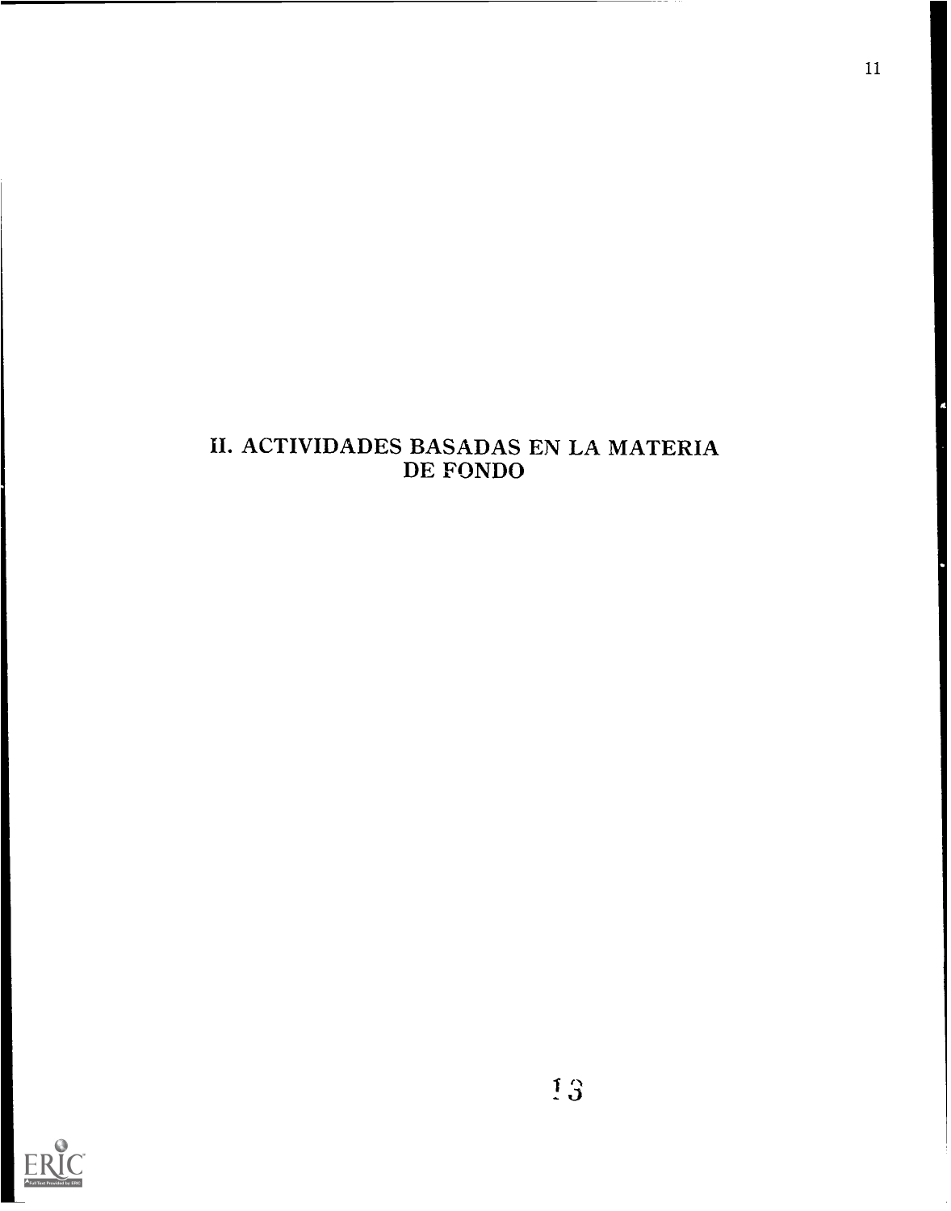# II. ACTIVIDADES BASADAS EN LA MATERIA DE FONDO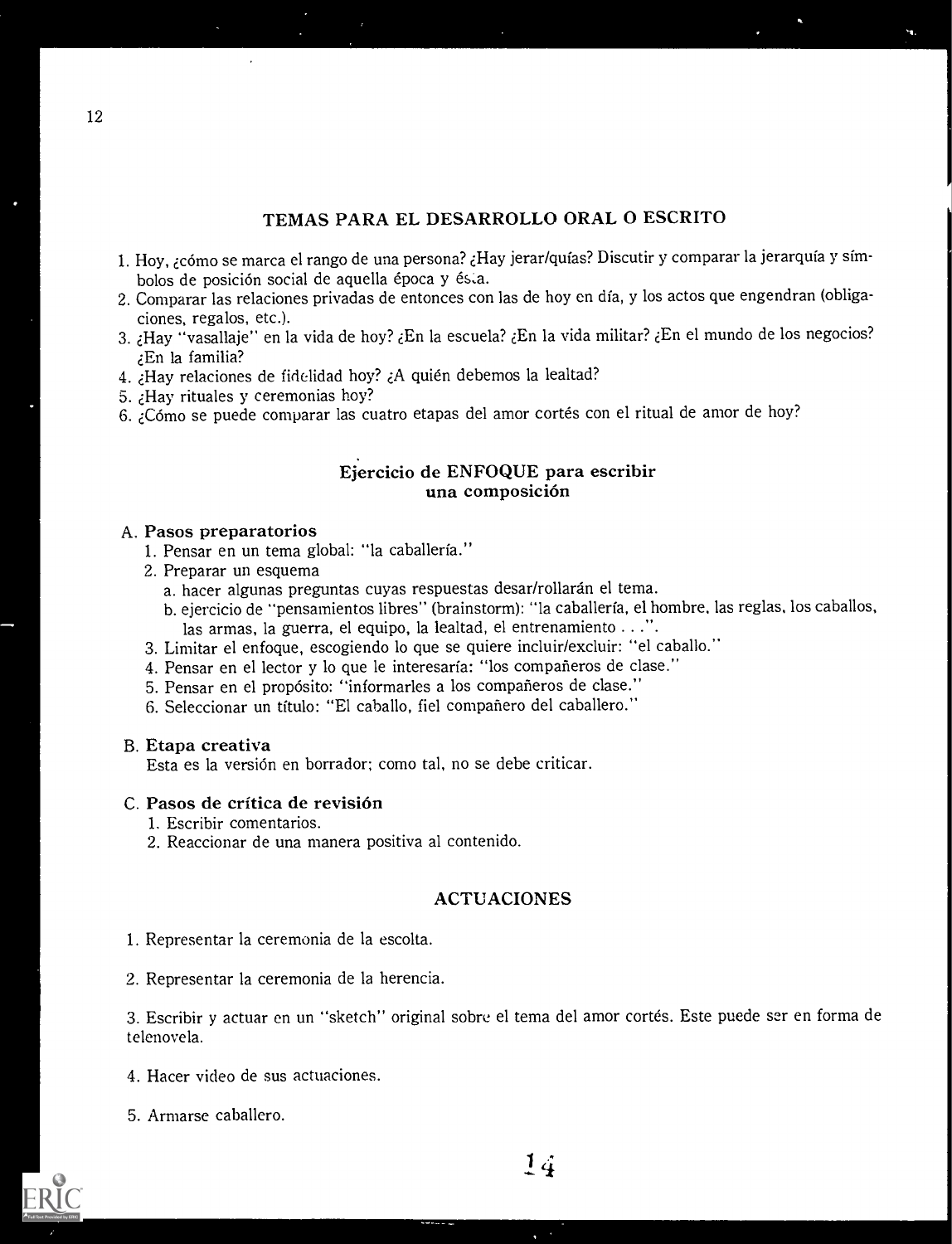## TEMAS PARA EL DESARROLLO ORAL O ESCRITO

1. Hoy, ¿cómo se marca el rango de una persona? ¿Hay jerar/quías? Discutir y comparar la jerarquía y símbolos de posición social de aquella época y ésta.
2. Comparar las relaciones privadas de entonces con las de hoy en día, y los actos que engendran (obligaciones, regalos, etc.).
3. ¿Hay "vasallaje" en la vida de hoy? ¿En la escuela? ¿En la vida militar? ¿En el mundo de los negocios? ¿En la familia?
4. ¿Hay relaciones de fidelidad hoy? ¿A quién debemos la lealtad?
5. ¿Hay rituales y ceremonias hoy?
6. ¿Cómo se puede comparar las cuatro etapas del amor cortés con el ritual de amor de hoy?

### Ejercicio de ENFOQUE para escribir una composición

**A. Pasos preparatorios**

1. Pensar en un tema global: "la caballería."
2. Preparar un esquema
   a. hacer algunas preguntas cuyas respuestas desar/rollarán el tema.
   b. ejercicio de "pensamientos libres" (brainstorm): "la caballería, el hombre, las reglas, los caballos, las armas, la guerra, el equipo, la lealtad, el entrenamiento . . .".
3. Limitar el enfoque, escogiendo lo que se quiere incluir/excluir: "el caballo."
4. Pensar en el lector y lo que le interesaría: "los compañeros de clase."
5. Pensar en el propósito: "informarles a los compañeros de clase."
6. Seleccionar un título: "El caballo, fiel compañero del caballero."

**B. Etapa creativa**

Esta es la versión en borrador; como tal, no se debe criticar.

**C. Pasos de crítica de revisión**

1. Escribir comentarios.
2. Reaccionar de una manera positiva al contenido.

### ACTUACIONES

1. Representar la ceremonia de la escolta.

2. Representar la ceremonia de la herencia.

3. Escribir y actuar en un "sketch" original sobre el tema del amor cortés. Este puede ser en forma de telenovela.

4. Hacer video de sus actuaciones.

5. Armarse caballero.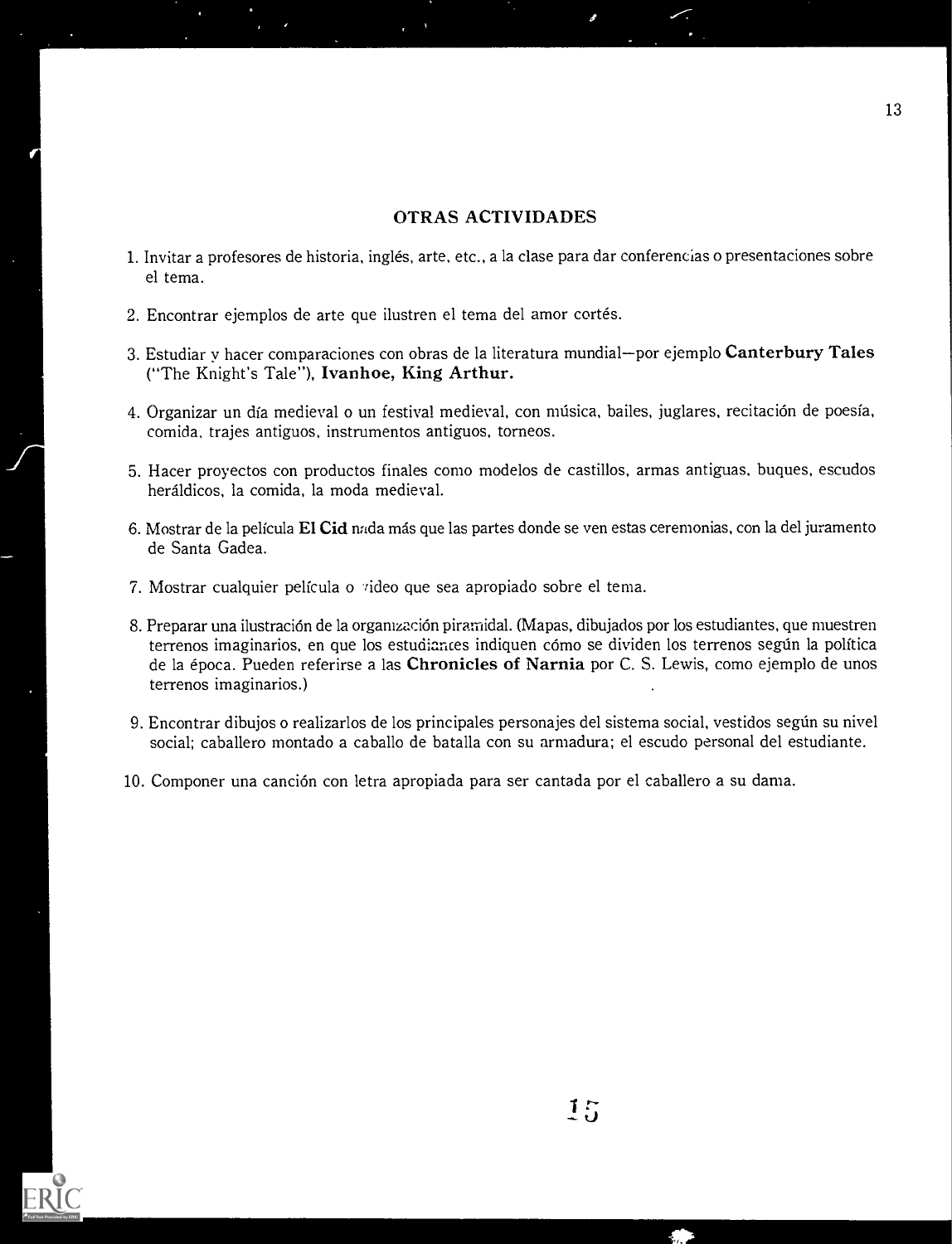## OTRAS ACTIVIDADES

1. Invitar a profesores de historia, inglés, arte, etc., a la clase para dar conferencias o presentaciones sobre el tema.

2. Encontrar ejemplos de arte que ilustren el tema del amor cortés.

3. Estudiar y hacer comparaciones con obras de la literatura mundial—por ejemplo **Canterbury Tales** ("The Knight's Tale"), **Ivanhoe, King Arthur.**

4. Organizar un día medieval o un festival medieval, con música, bailes, juglares, recitación de poesía, comida, trajes antiguos, instrumentos antiguos, torneos.

5. Hacer proyectos con productos finales como modelos de castillos, armas antiguas, buques, escudos heráldicos, la comida, la moda medieval.

6. Mostrar de la película **El Cid** nada más que las partes donde se ven estas ceremonias, con la del juramento de Santa Gadea.

7. Mostrar cualquier película o video que sea apropiado sobre el tema.

8. Preparar una ilustración de la organización piramidal. (Mapas, dibujados por los estudiantes, que muestren terrenos imaginarios, en que los estudiantes indiquen cómo se dividen los terrenos según la política de la época. Pueden referirse a las **Chronicles of Narnia** por C. S. Lewis, como ejemplo de unos terrenos imaginarios.)

9. Encontrar dibujos o realizarlos de los principales personajes del sistema social, vestidos según su nivel social; caballero montado a caballo de batalla con su armadura; el escudo personal del estudiante.

10. Componer una canción con letra apropiada para ser cantada por el caballero a su dama.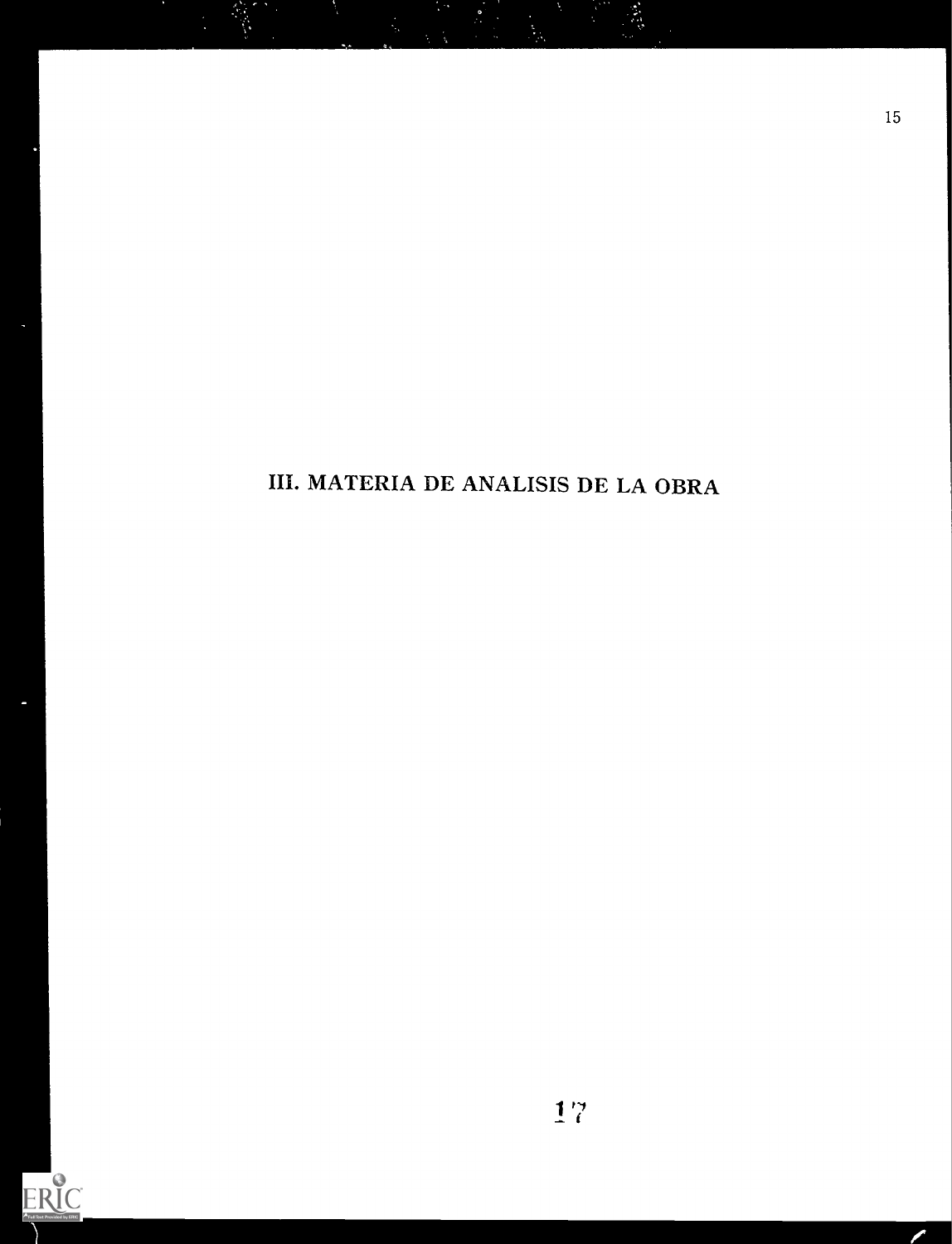# III. MATERIA DE ANALISIS DE LA OBRA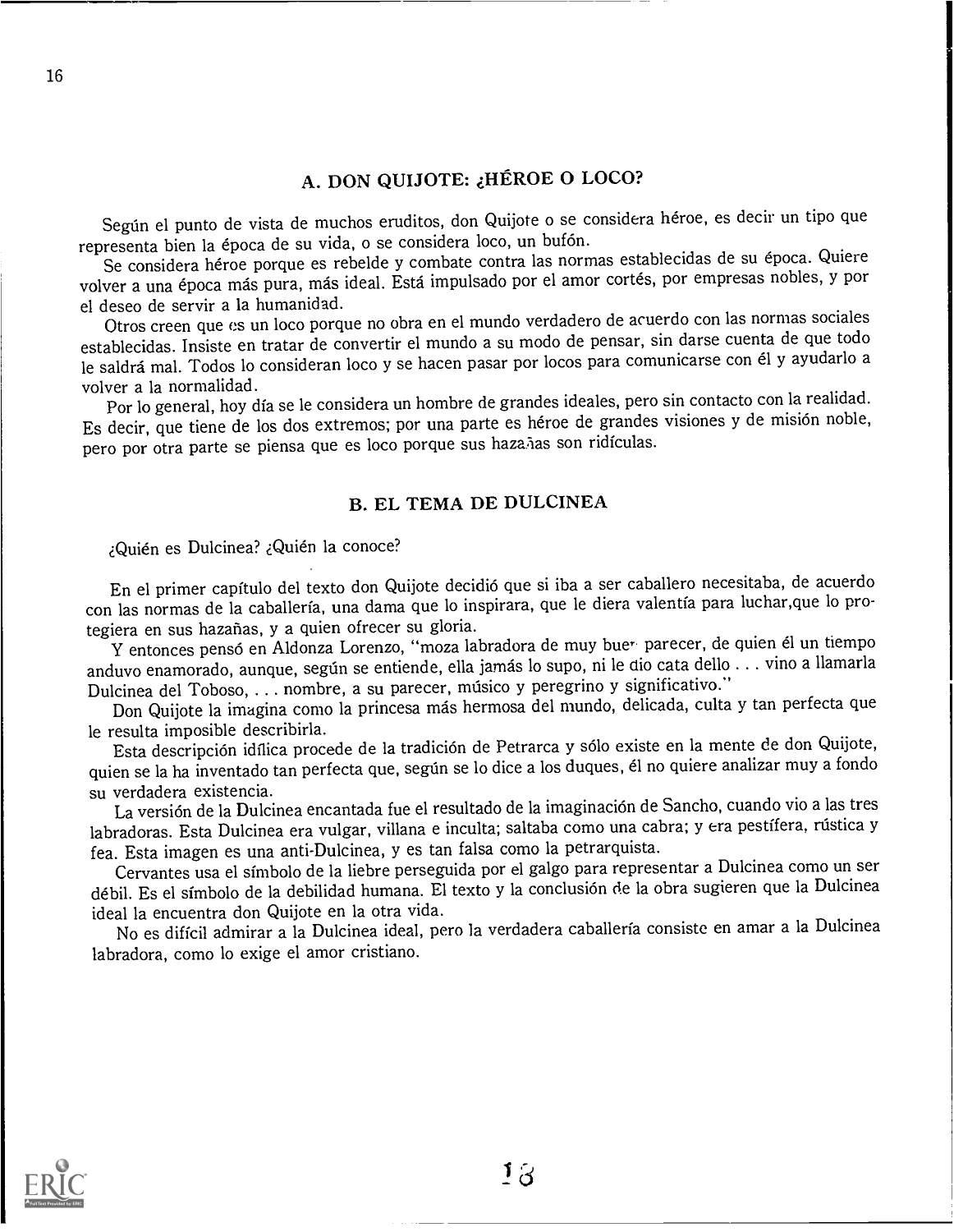## A. DON QUIJOTE: ¿HÉROE O LOCO?

Según el punto de vista de muchos eruditos, don Quijote o se considera héroe, es decir un tipo que representa bien la época de su vida, o se considera loco, un bufón.

Se considera héroe porque es rebelde y combate contra las normas establecidas de su época. Quiere volver a una época más pura, más ideal. Está impulsado por el amor cortés, por empresas nobles, y por el deseo de servir a la humanidad.

Otros creen que es un loco porque no obra en el mundo verdadero de acuerdo con las normas sociales establecidas. Insiste en tratar de convertir el mundo a su modo de pensar, sin darse cuenta de que todo le saldrá mal. Todos lo consideran loco y se hacen pasar por locos para comunicarse con él y ayudarlo a volver a la normalidad.

Por lo general, hoy día se le considera un hombre de grandes ideales, pero sin contacto con la realidad. Es decir, que tiene de los dos extremos; por una parte es héroe de grandes visiones y de misión noble, pero por otra parte se piensa que es loco porque sus hazañas son ridículas.

## B. EL TEMA DE DULCINEA

¿Quién es Dulcinea? ¿Quién la conoce?

En el primer capítulo del texto don Quijote decidió que si iba a ser caballero necesitaba, de acuerdo con las normas de la caballería, una dama que lo inspirara, que le diera valentía para luchar,que lo protegiera en sus hazañas, y a quien ofrecer su gloria.

Y entonces pensó en Aldonza Lorenzo, "moza labradora de muy buen parecer, de quien él un tiempo anduvo enamorado, aunque, según se entiende, ella jamás lo supo, ni le dio cata dello . . . vino a llamarla Dulcinea del Toboso, . . . nombre, a su parecer, músico y peregrino y significativo."

Don Quijote la imagina como la princesa más hermosa del mundo, delicada, culta y tan perfecta que le resulta imposible describirla.

Esta descripción idílica procede de la tradición de Petrarca y sólo existe en la mente de don Quijote, quien se la ha inventado tan perfecta que, según se lo dice a los duques, él no quiere analizar muy a fondo su verdadera existencia.

La versión de la Dulcinea encantada fue el resultado de la imaginación de Sancho, cuando vio a las tres labradoras. Esta Dulcinea era vulgar, villana e inculta; saltaba como una cabra; y era pestífera, rústica y fea. Esta imagen es una anti-Dulcinea, y es tan falsa como la petrarquista.

Cervantes usa el símbolo de la liebre perseguida por el galgo para representar a Dulcinea como un ser débil. Es el símbolo de la debilidad humana. El texto y la conclusión de la obra sugieren que la Dulcinea ideal la encuentra don Quijote en la otra vida.

No es difícil admirar a la Dulcinea ideal, pero la verdadera caballería consiste en amar a la Dulcinea labradora, como lo exige el amor cristiano.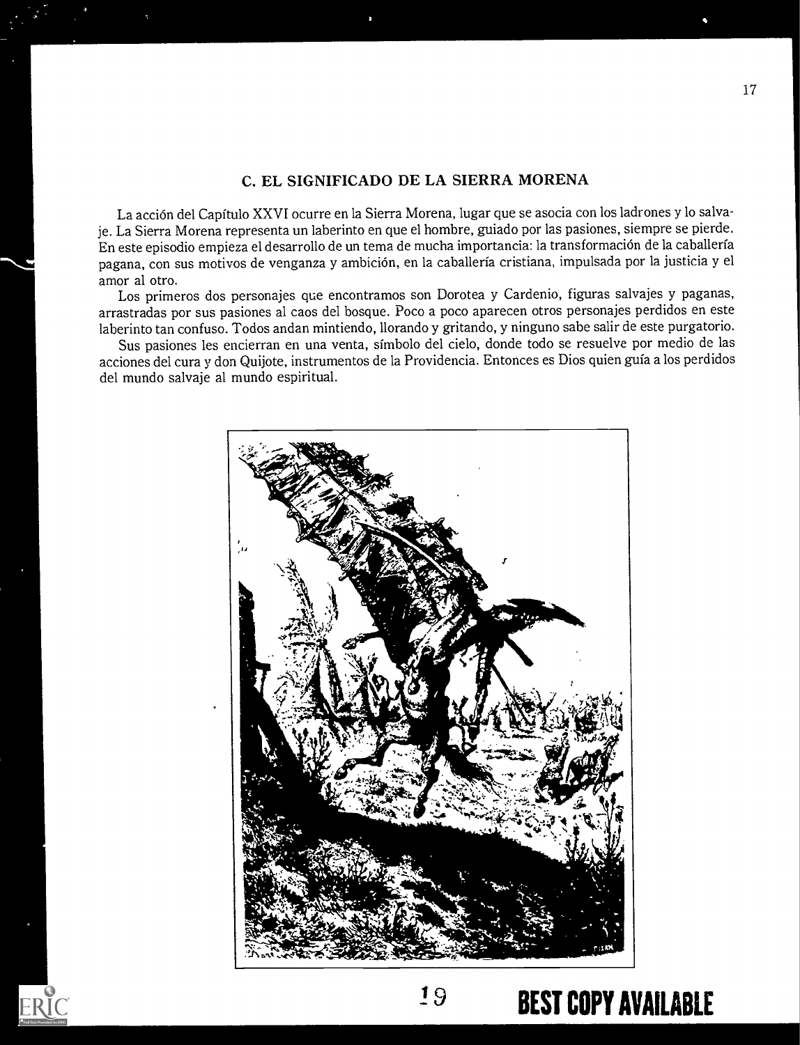## C. EL SIGNIFICADO DE LA SIERRA MORENA

La acción del Capítulo XXVI ocurre en la Sierra Morena, lugar que se asocia con los ladrones y lo salvaje. La Sierra Morena representa un laberinto en que el hombre, guiado por las pasiones, siempre se pierde. En este episodio empieza el desarrollo de un tema de mucha importancia: la transformación de la caballería pagana, con sus motivos de venganza y ambición, en la caballería cristiana, impulsada por la justicia y el amor al otro.

Los primeros dos personajes que encontramos son Dorotea y Cardenio, figuras salvajes y paganas, arrastradas por sus pasiones al caos del bosque. Poco a poco aparecen otros personajes perdidos en este laberinto tan confuso. Todos andan mintiendo, llorando y gritando, y ninguno sabe salir de este purgatorio.

Sus pasiones les encierran en una venta, símbolo del cielo, donde todo se resuelve por medio de las acciones del cura y don Quijote, instrumentos de la Providencia. Entonces es Dios quien guía a los perdidos del mundo salvaje al mundo espiritual.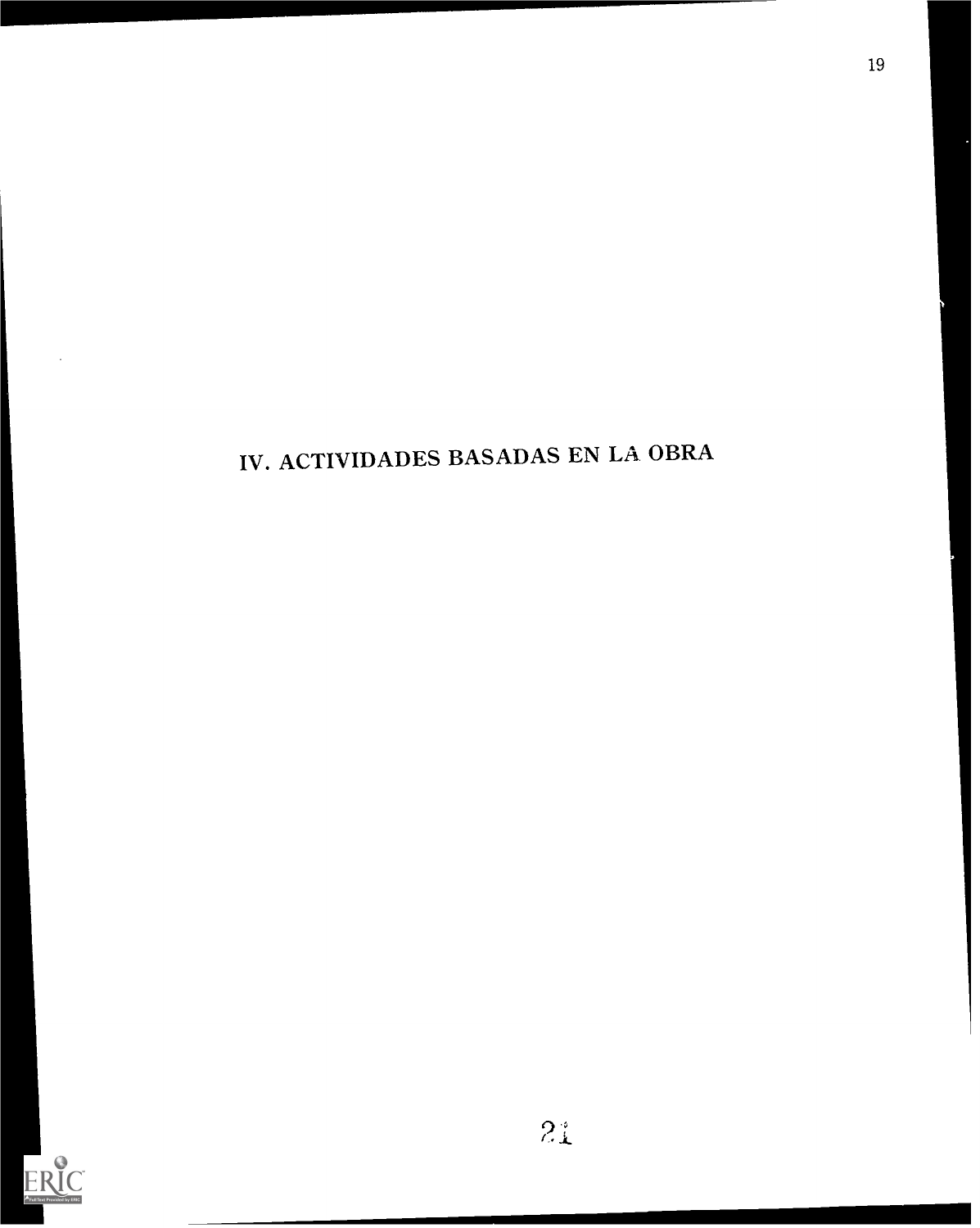# IV. ACTIVIDADES BASADAS EN LA OBRA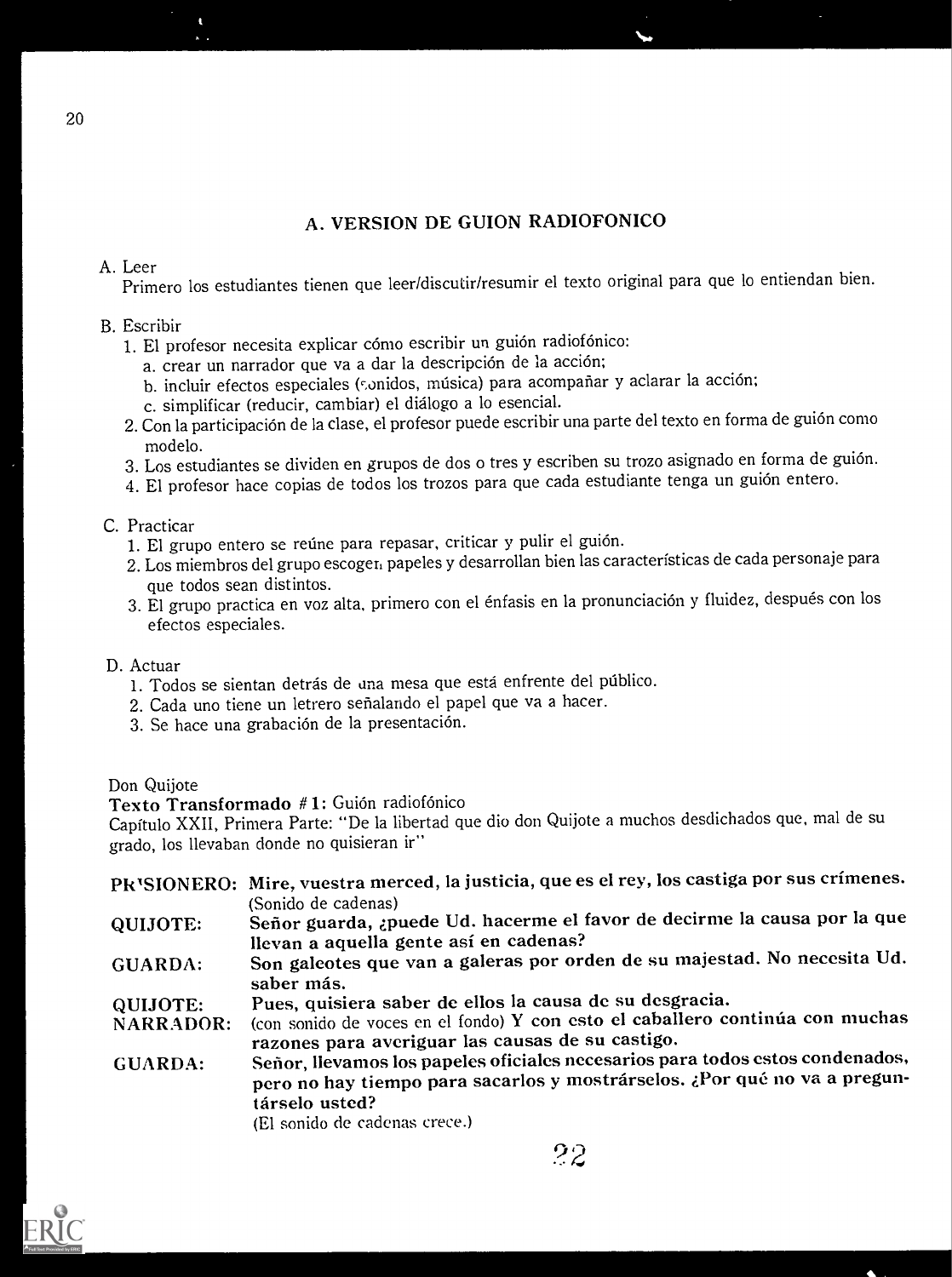## A. VERSION DE GUION RADIOFONICO

A. Leer
Primero los estudiantes tienen que leer/discutir/resumir el texto original para que lo entiendan bien.

B. Escribir
1. El profesor necesita explicar cómo escribir un guión radiofónico:
   a. crear un narrador que va a dar la descripción de la acción;
   b. incluir efectos especiales (sonidos, música) para acompañar y aclarar la acción;
   c. simplificar (reducir, cambiar) el diálogo a lo esencial.
2. Con la participación de la clase, el profesor puede escribir una parte del texto en forma de guión como modelo.
3. Los estudiantes se dividen en grupos de dos o tres y escriben su trozo asignado en forma de guión.
4. El profesor hace copias de todos los trozos para que cada estudiante tenga un guión entero.

C. Practicar
1. El grupo entero se reúne para repasar, criticar y pulir el guión.
2. Los miembros del grupo escogen papeles y desarrollan bien las características de cada personaje para que todos sean distintos.
3. El grupo practica en voz alta, primero con el énfasis en la pronunciación y fluidez, después con los efectos especiales.

D. Actuar
1. Todos se sientan detrás de una mesa que está enfrente del público.
2. Cada uno tiene un letrero señalando el papel que va a hacer.
3. Se hace una grabación de la presentación.

Don Quijote
**Texto Transformado #1:** Guión radiofónico
Capítulo XXII, Primera Parte: "De la libertad que dio don Quijote a muchos desdichados que, mal de su grado, los llevaban donde no quisieran ir"

**PRISIONERO:** **Mire, vuestra merced, la justicia, que es el rey, los castiga por sus crímenes.**
(Sonido de cadenas)

**QUIJOTE:** **Señor guarda, ¿puede Ud. hacerme el favor de decirme la causa por la que llevan a aquella gente así en cadenas?**

**GUARDA:** **Son galeotes que van a galeras por orden de su majestad. No necesita Ud. saber más.**

**QUIJOTE:** **Pues, quisiera saber de ellos la causa de su desgracia.**

**NARRADOR:** (con sonido de voces en el fondo) **Y con esto el caballero continúa con muchas razones para averiguar las causas de su castigo.**

**GUARDA:** **Señor, llevamos los papeles oficiales necesarios para todos estos condenados, pero no hay tiempo para sacarlos y mostrárselos. ¿Por qué no va a preguntárselo usted?**
(El sonido de cadenas crece.)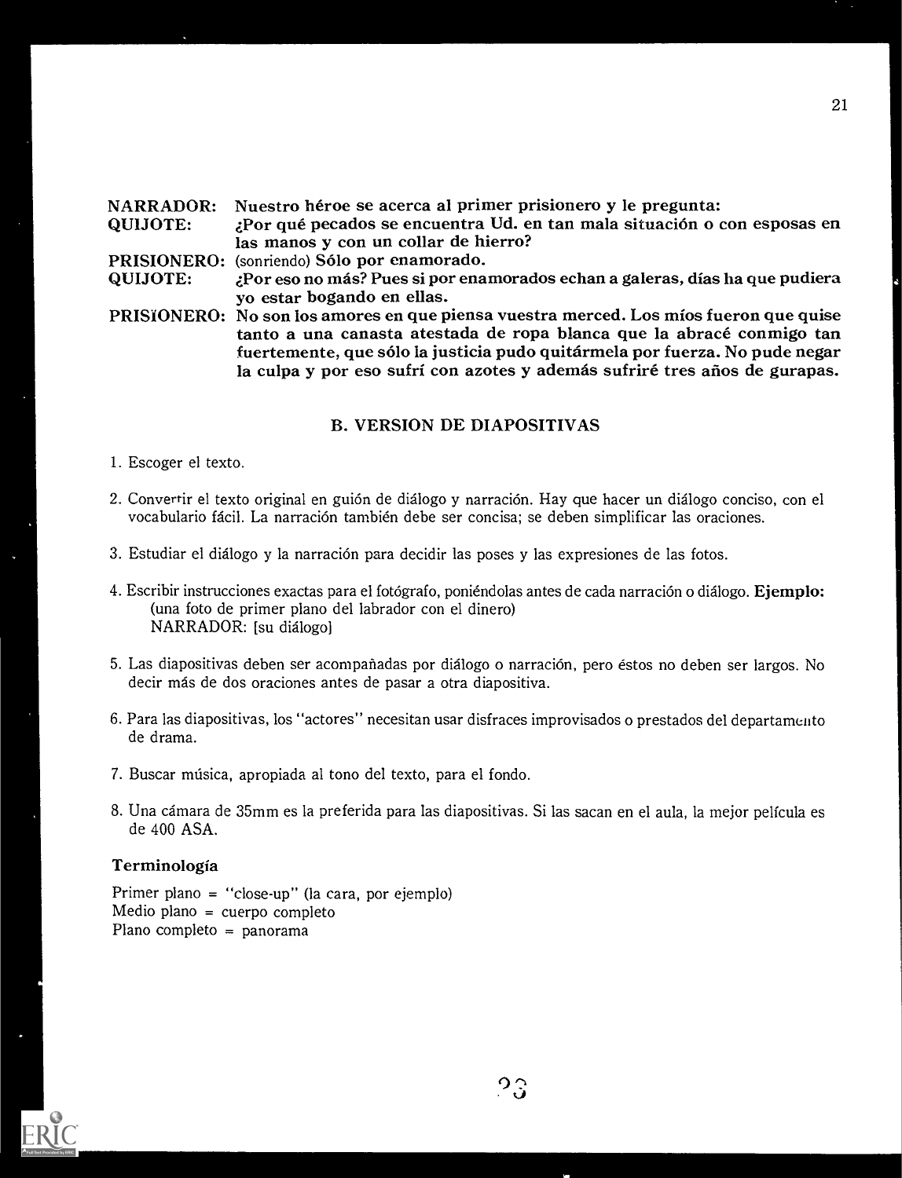**NARRADOR:** Nuestro héroe se acerca al primer prisionero y le pregunta:

**QUIJOTE:** ¿Por qué pecados se encuentra Ud. en tan mala situación o con esposas en las manos y con un collar de hierro?

**PRISIONERO:** (sonriendo) **Sólo por enamorado.**

**QUIJOTE:** ¿Por eso no más? Pues si por enamorados echan a galeras, días ha que pudiera yo estar bogando en ellas.

**PRISIONERO:** No son los amores en que piensa vuestra merced. Los míos fueron que quise tanto a una canasta atestada de ropa blanca que la abracé conmigo tan fuertemente, que sólo la justicia pudo quitármela por fuerza. No pude negar la culpa y por eso sufrí con azotes y además sufriré tres años de gurapas.

## B. VERSION DE DIAPOSITIVAS

1. Escoger el texto.
2. Convertir el texto original en guión de diálogo y narración. Hay que hacer un diálogo conciso, con el vocabulario fácil. La narración también debe ser concisa; se deben simplificar las oraciones.
3. Estudiar el diálogo y la narración para decidir las poses y las expresiones de las fotos.
4. Escribir instrucciones exactas para el fotógrafo, poniéndolas antes de cada narración o diálogo. **Ejemplo:**
   (una foto de primer plano del labrador con el dinero)
   NARRADOR: [su diálogo]
5. Las diapositivas deben ser acompañadas por diálogo o narración, pero éstos no deben ser largos. No decir más de dos oraciones antes de pasar a otra diapositiva.
6. Para las diapositivas, los "actores" necesitan usar disfraces improvisados o prestados del departamento de drama.
7. Buscar música, apropiada al tono del texto, para el fondo.
8. Una cámara de 35mm es la preferida para las diapositivas. Si las sacan en el aula, la mejor película es de 400 ASA.

### Terminología

Primer plano = "close-up" (la cara, por ejemplo)
Medio plano = cuerpo completo
Plano completo = panorama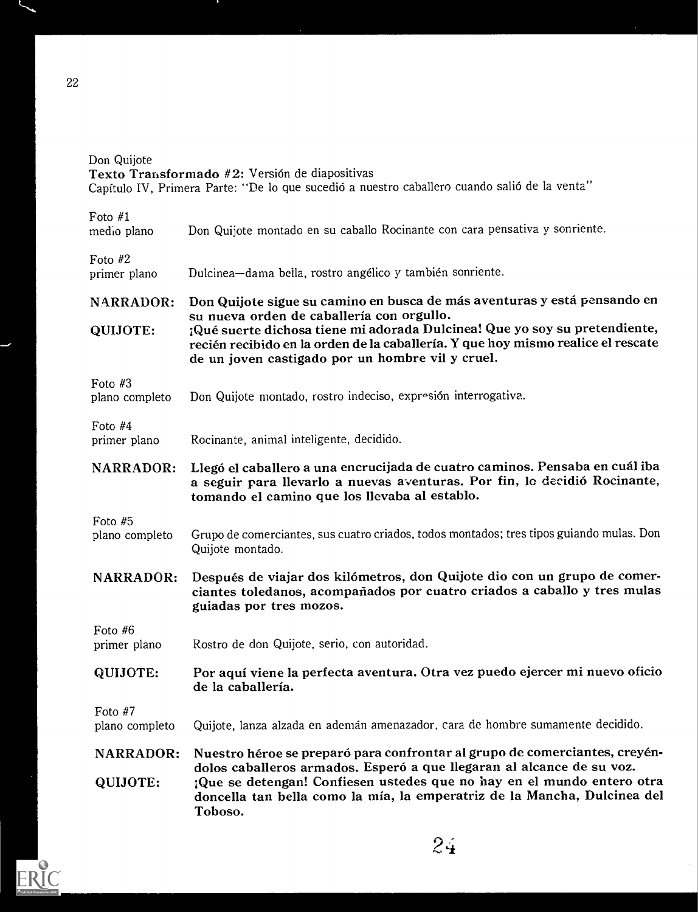Don Quijote
**Texto Transformado #2:** Versión de diapositivas
Capítulo IV, Primera Parte: "De lo que sucedió a nuestro caballero cuando salió de la venta"

| | |
|---|---|
| Foto #1<br>medio plano | Don Quijote montado en su caballo Rocinante con cara pensativa y sonriente. |
| Foto #2<br>primer plano | Dulcinea—dama bella, rostro angélico y también sonriente. |
| **NARRADOR:** | **Don Quijote sigue su camino en busca de más aventuras y está pensando en su nueva orden de caballería con orgullo.** |
| **QUIJOTE:** | **¡Qué suerte dichosa tiene mi adorada Dulcinea! Que yo soy su pretendiente, recién recibido en la orden de la caballería. Y que hoy mismo realice el rescate de un joven castigado por un hombre vil y cruel.** |
| Foto #3<br>plano completo | Don Quijote montado, rostro indeciso, expresión interrogativa. |
| Foto #4<br>primer plano | Rocinante, animal inteligente, decidido. |
| **NARRADOR:** | **Llegó el caballero a una encrucijada de cuatro caminos. Pensaba en cuál iba a seguir para llevarlo a nuevas aventuras. Por fin, lo decidió Rocinante, tomando el camino que los llevaba al establo.** |
| Foto #5<br>plano completo | Grupo de comerciantes, sus cuatro criados, todos montados; tres tipos guiando mulas. Don Quijote montado. |
| **NARRADOR:** | **Después de viajar dos kilómetros, don Quijote dio con un grupo de comerciantes toledanos, acompañados por cuatro criados a caballo y tres mulas guiadas por tres mozos.** |
| Foto #6<br>primer plano | Rostro de don Quijote, serio, con autoridad. |
| **QUIJOTE:** | **Por aquí viene la perfecta aventura. Otra vez puedo ejercer mi nuevo oficio de la caballería.** |
| Foto #7<br>plano completo | Quijote, lanza alzada en ademán amenazador, cara de hombre sumamente decidido. |
| **NARRADOR:** | **Nuestro héroe se preparó para confrontar al grupo de comerciantes, creyéndolos caballeros armados. Esperó a que llegaran al alcance de su voz.** |
| **QUIJOTE:** | **¡Que se detengan! Confiesen ustedes que no hay en el mundo entero otra doncella tan bella como la mía, la emperatriz de la Mancha, Dulcinea del Toboso.** |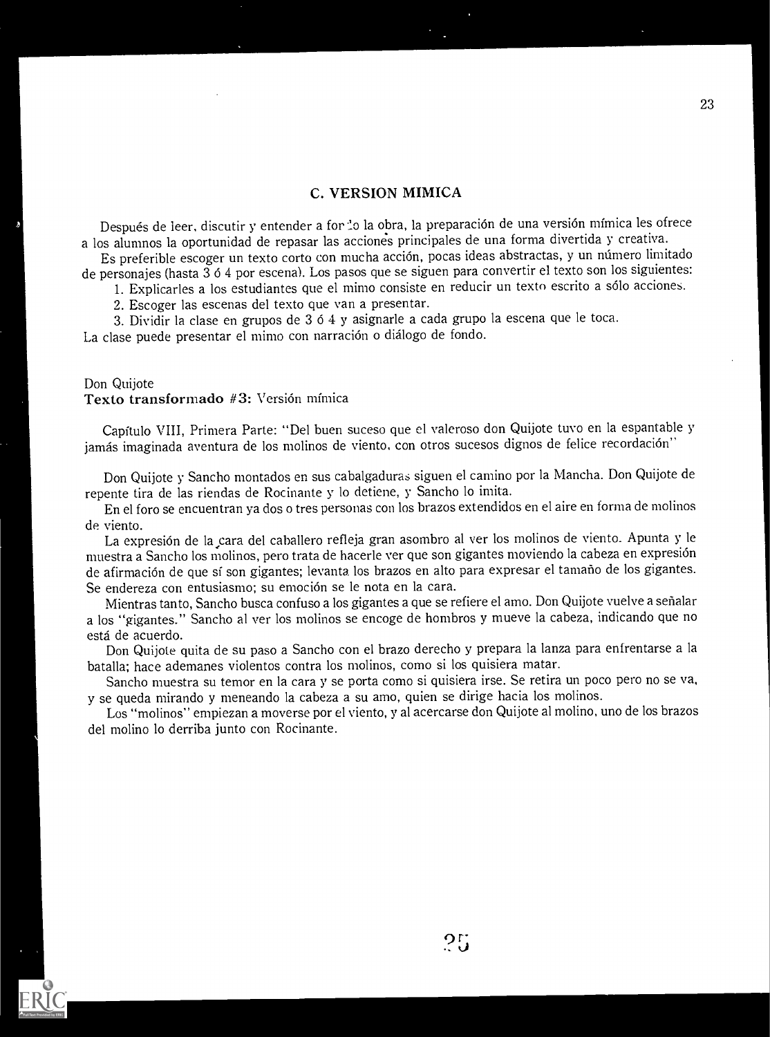## C. VERSION MIMICA

Después de leer, discutir y entender a fondo la obra, la preparación de una versión mímica les ofrece a los alumnos la oportunidad de repasar las acciones principales de una forma divertida y creativa.

Es preferible escoger un texto corto con mucha acción, pocas ideas abstractas, y un número limitado de personajes (hasta 3 ó 4 por escena). Los pasos que se siguen para convertir el texto son los siguientes:

1. Explicarles a los estudiantes que el mimo consiste en reducir un texto escrito a sólo acciones.
2. Escoger las escenas del texto que van a presentar.
3. Dividir la clase en grupos de 3 ó 4 y asignarle a cada grupo la escena que le toca.

La clase puede presentar el mimo con narración o diálogo de fondo.

Don Quijote
**Texto transformado #3:** Versión mímica

Capítulo VIII, Primera Parte: "Del buen suceso que el valeroso don Quijote tuvo en la espantable y jamás imaginada aventura de los molinos de viento, con otros sucesos dignos de felice recordación"

Don Quijote y Sancho montados en sus cabalgaduras siguen el camino por la Mancha. Don Quijote de repente tira de las riendas de Rocinante y lo detiene, y Sancho lo imita.

En el foro se encuentran ya dos o tres personas con los brazos extendidos en el aire en forma de molinos de viento.

La expresión de la cara del caballero refleja gran asombro al ver los molinos de viento. Apunta y le muestra a Sancho los molinos, pero trata de hacerle ver que son gigantes moviendo la cabeza en expresión de afirmación de que sí son gigantes; levanta los brazos en alto para expresar el tamaño de los gigantes. Se endereza con entusiasmo; su emoción se le nota en la cara.

Mientras tanto, Sancho busca confuso a los gigantes a que se refiere el amo. Don Quijote vuelve a señalar a los "gigantes." Sancho al ver los molinos se encoge de hombros y mueve la cabeza, indicando que no está de acuerdo.

Don Quijote quita de su paso a Sancho con el brazo derecho y prepara la lanza para enfrentarse a la batalla; hace ademanes violentos contra los molinos, como si los quisiera matar.

Sancho muestra su temor en la cara y se porta como si quisiera irse. Se retira un poco pero no se va, y se queda mirando y meneando la cabeza a su amo, quien se dirige hacia los molinos.

Los "molinos" empiezan a moverse por el viento, y al acercarse don Quijote al molino, uno de los brazos del molino lo derriba junto con Rocinante.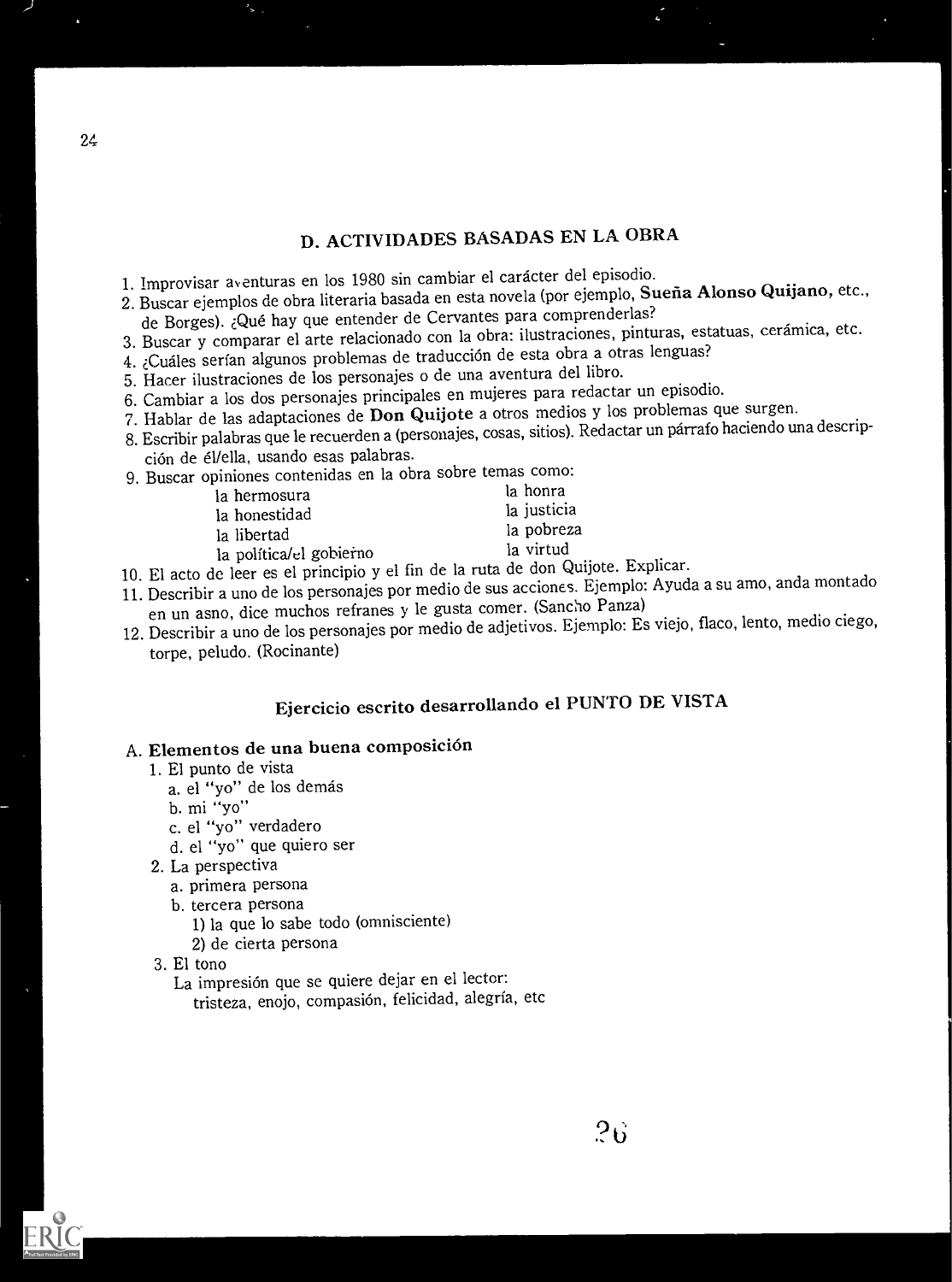## D. ACTIVIDADES BASADAS EN LA OBRA

1. Improvisar aventuras en los 1980 sin cambiar el carácter del episodio.
2. Buscar ejemplos de obra literaria basada en esta novela (por ejemplo, **Sueña Alonso Quijano**, etc., de Borges). ¿Qué hay que entender de Cervantes para comprenderlas?
3. Buscar y comparar el arte relacionado con la obra: ilustraciones, pinturas, estatuas, cerámica, etc.
4. ¿Cuáles serían algunos problemas de traducción de esta obra a otras lenguas?
5. Hacer ilustraciones de los personajes o de una aventura del libro.
6. Cambiar a los dos personajes principales en mujeres para redactar un episodio.
7. Hablar de las adaptaciones de **Don Quijote** a otros medios y los problemas que surgen.
8. Escribir palabras que le recuerden a (personajes, cosas, sitios). Redactar un párrafo haciendo una descripción de él/ella, usando esas palabras.
9. Buscar opiniones contenidas en la obra sobre temas como:
   - la hermosura
   - la honestidad
   - la libertad
   - la política/el gobierno
   - la honra
   - la justicia
   - la pobreza
   - la virtud
10. El acto de leer es el principio y el fin de la ruta de don Quijote. Explicar.
11. Describir a uno de los personajes por medio de sus acciones. Ejemplo: Ayuda a su amo, anda montado en un asno, dice muchos refranes y le gusta comer. (Sancho Panza)
12. Describir a uno de los personajes por medio de adjetivos. Ejemplo: Es viejo, flaco, lento, medio ciego, torpe, peludo. (Rocinante)

## Ejercicio escrito desarrollando el PUNTO DE VISTA

### A. Elementos de una buena composición

1. El punto de vista
   a. el "yo" de los demás
   b. mi "yo"
   c. el "yo" verdadero
   d. el "yo" que quiero ser
2. La perspectiva
   a. primera persona
   b. tercera persona
      1) la que lo sabe todo (omnisciente)
      2) de cierta persona
3. El tono
   La impresión que se quiere dejar en el lector:
   tristeza, enojo, compasión, felicidad, alegría, etc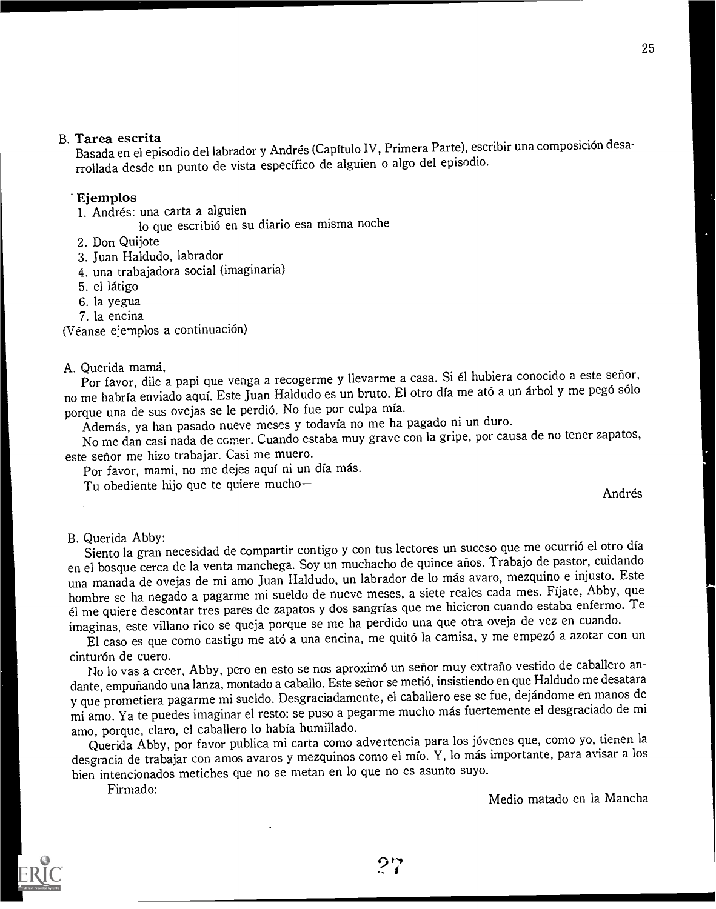## B. Tarea escrita

Basada en el episodio del labrador y Andrés (Capítulo IV, Primera Parte), escribir una composición desarrollada desde un punto de vista específico de alguien o algo del episodio.

### Ejemplos

1. Andrés: una carta a alguien
   lo que escribió en su diario esa misma noche
2. Don Quijote
3. Juan Haldudo, labrador
4. una trabajadora social (imaginaria)
5. el látigo
6. la yegua
7. la encina

(Véanse ejemplos a continuación)

A. Querida mamá,

Por favor, dile a papi que venga a recogerme y llevarme a casa. Si él hubiera conocido a este señor, no me habría enviado aquí. Este Juan Haldudo es un bruto. El otro día me ató a un árbol y me pegó sólo porque una de sus ovejas se le perdió. No fue por culpa mía.

Además, ya han pasado nueve meses y todavía no me ha pagado ni un duro.

No me dan casi nada de comer. Cuando estaba muy grave con la gripe, por causa de no tener zapatos, este señor me hizo trabajar. Casi me muero.

Por favor, mami, no me dejes aquí ni un día más.

Tu obediente hijo que te quiere mucho—

Andrés

B. Querida Abby:

Siento la gran necesidad de compartir contigo y con tus lectores un suceso que me ocurrió el otro día en el bosque cerca de la venta manchega. Soy un muchacho de quince años. Trabajo de pastor, cuidando una manada de ovejas de mi amo Juan Haldudo, un labrador de lo más avaro, mezquino e injusto. Este hombre se ha negado a pagarme mi sueldo de nueve meses, a siete reales cada mes. Fíjate, Abby, que él me quiere descontar tres pares de zapatos y dos sangrías que me hicieron cuando estaba enfermo. Te imaginas, este villano rico se queja porque se me ha perdido una que otra oveja de vez en cuando.

El caso es que como castigo me ató a una encina, me quitó la camisa, y me empezó a azotar con un cinturón de cuero.

No lo vas a creer, Abby, pero en esto se nos aproximó un señor muy extraño vestido de caballero andante, empuñando una lanza, montado a caballo. Este señor se metió, insistiendo en que Haldudo me desatara y que prometiera pagarme mi sueldo. Desgraciadamente, el caballero ese se fue, dejándome en manos de mi amo. Ya te puedes imaginar el resto: se puso a pegarme mucho más fuertemente el desgraciado de mi amo, porque, claro, el caballero lo había humillado.

Querida Abby, por favor publica mi carta como advertencia para los jóvenes que, como yo, tienen la desgracia de trabajar con amos avaros y mezquinos como el mío. Y, lo más importante, para avisar a los bien intencionados metiches que no se metan en lo que no es asunto suyo.

Firmado:

Medio matado en la Mancha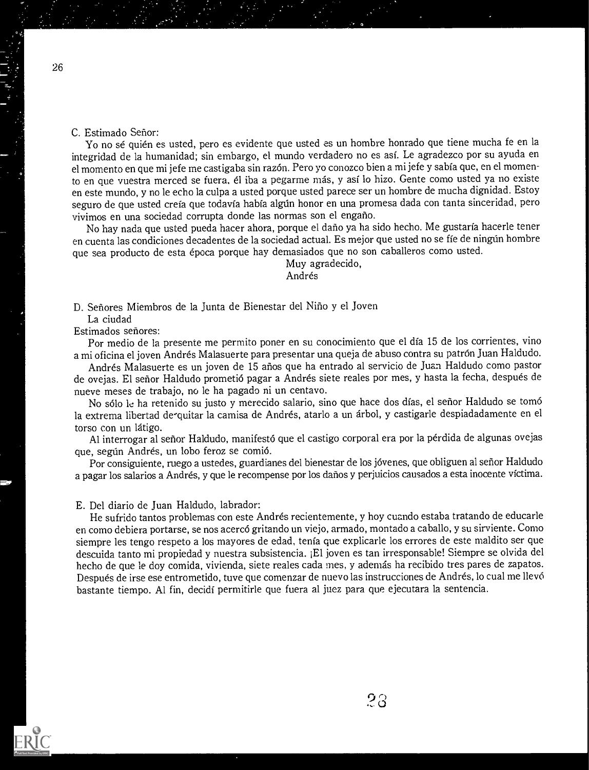C. Estimado Señor:

Yo no sé quién es usted, pero es evidente que usted es un hombre honrado que tiene mucha fe en la integridad de la humanidad; sin embargo, el mundo verdadero no es así. Le agradezco por su ayuda en el momento en que mi jefe me castigaba sin razón. Pero yo conozco bien a mi jefe y sabía que, en el momento en que vuestra merced se fuera, él iba a pegarme más, y así lo hizo. Gente como usted ya no existe en este mundo, y no le echo la culpa a usted porque usted parece ser un hombre de mucha dignidad. Estoy seguro de que usted creía que todavía había algún honor en una promesa dada con tanta sinceridad, pero vivimos en una sociedad corrupta donde las normas son el engaño.

No hay nada que usted pueda hacer ahora, porque el daño ya ha sido hecho. Me gustaría hacerle tener en cuenta las condiciones decadentes de la sociedad actual. Es mejor que usted no se fíe de ningún hombre que sea producto de esta época porque hay demasiados que no son caballeros como usted.

Muy agradecido,
Andrés

D. Señores Miembros de la Junta de Bienestar del Niño y el Joven
La ciudad

Estimados señores:

Por medio de la presente me permito poner en su conocimiento que el día 15 de los corrientes, vino a mi oficina el joven Andrés Malasuerte para presentar una queja de abuso contra su patrón Juan Haldudo.

Andrés Malasuerte es un joven de 15 años que ha entrado al servicio de Juan Haldudo como pastor de ovejas. El señor Haldudo prometió pagar a Andrés siete reales por mes, y hasta la fecha, después de nueve meses de trabajo, no le ha pagado ni un centavo.

No sólo le ha retenido su justo y merecido salario, sino que hace dos días, el señor Haldudo se tomó la extrema libertad de quitar la camisa de Andrés, atarlo a un árbol, y castigarle despiadadamente en el torso con un látigo.

Al interrogar al señor Haldudo, manifestó que el castigo corporal era por la pérdida de algunas ovejas que, según Andrés, un lobo feroz se comió.

Por consiguiente, ruego a ustedes, guardianes del bienestar de los jóvenes, que obliguen al señor Haldudo a pagar los salarios a Andrés, y que le recompense por los daños y perjuicios causados a esta inocente víctima.

E. Del diario de Juan Haldudo, labrador:

He sufrido tantos problemas con este Andrés recientemente, y hoy cuando estaba tratando de educarle en como debiera portarse, se nos acercó gritando un viejo, armado, montado a caballo, y su sirviente. Como siempre les tengo respeto a los mayores de edad, tenía que explicarle los errores de este maldito ser que descuida tanto mi propiedad y nuestra subsistencia. ¡El joven es tan irresponsable! Siempre se olvida del hecho de que le doy comida, vivienda, siete reales cada mes, y además ha recibido tres pares de zapatos. Después de irse ese entrometido, tuve que comenzar de nuevo las instrucciones de Andrés, lo cual me llevó bastante tiempo. Al fin, decidí permitirle que fuera al juez para que ejecutara la sentencia.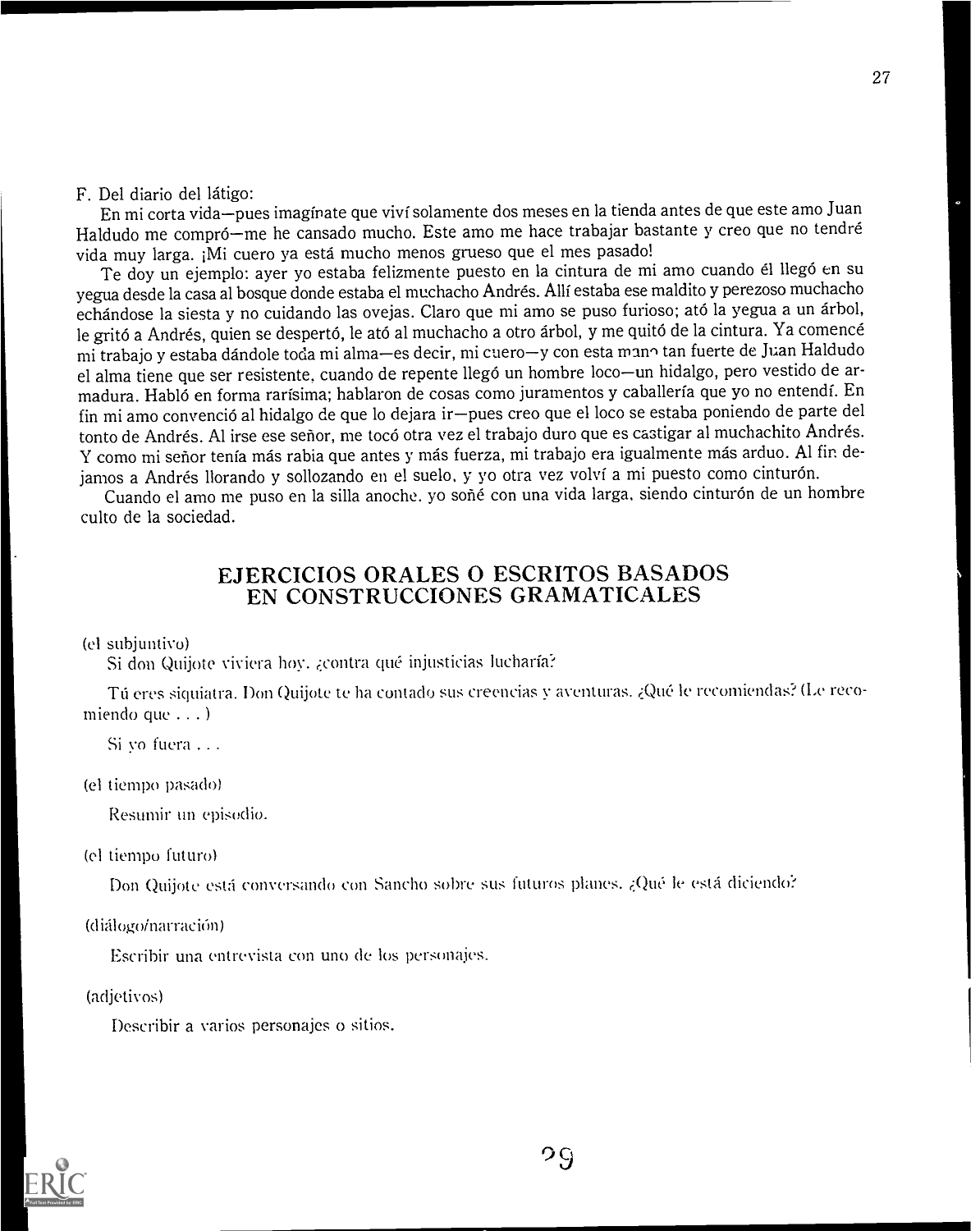F. Del diario del látigo:

En mi corta vida—pues imagínate que viví solamente dos meses en la tienda antes de que este amo Juan Haldudo me compró—me he cansado mucho. Este amo me hace trabajar bastante y creo que no tendré vida muy larga. ¡Mi cuero ya está mucho menos grueso que el mes pasado!

Te doy un ejemplo: ayer yo estaba felizmente puesto en la cintura de mi amo cuando él llegó en su yegua desde la casa al bosque donde estaba el muchacho Andrés. Allí estaba ese maldito y perezoso muchacho echándose la siesta y no cuidando las ovejas. Claro que mi amo se puso furioso; ató la yegua a un árbol, le gritó a Andrés, quien se despertó, le ató al muchacho a otro árbol, y me quitó de la cintura. Ya comencé mi trabajo y estaba dándole toda mi alma—es decir, mi cuero—y con esta mano tan fuerte de Juan Haldudo el alma tiene que ser resistente, cuando de repente llegó un hombre loco—un hidalgo, pero vestido de armadura. Habló en forma rarísima; hablaron de cosas como juramentos y caballería que yo no entendí. En fin mi amo convenció al hidalgo de que lo dejara ir—pues creo que el loco se estaba poniendo de parte del tonto de Andrés. Al irse ese señor, me tocó otra vez el trabajo duro que es castigar al muchachito Andrés. Y como mi señor tenía más rabia que antes y más fuerza, mi trabajo era igualmente más arduo. Al fin dejamos a Andrés llorando y sollozando en el suelo, y yo otra vez volví a mi puesto como cinturón.

Cuando el amo me puso en la silla anoche, yo soñé con una vida larga, siendo cinturón de un hombre culto de la sociedad.

## EJERCICIOS ORALES O ESCRITOS BASADOS EN CONSTRUCCIONES GRAMATICALES

(el subjuntivo)

Si don Quijote viviera hoy, ¿contra qué injusticias lucharía?

Tú eres siquiatra. Don Quijote te ha contado sus creencias y aventuras. ¿Qué le recomiendas? (Le recomiendo que . . . )

Si yo fuera . . .

(el tiempo pasado)

Resumir un episodio.

(el tiempo futuro)

Don Quijote está conversando con Sancho sobre sus futuros planes. ¿Qué le está diciendo?

(diálogo/narración)

Escribir una entrevista con uno de los personajes.

(adjetivos)

Describir a varios personajes o sitios.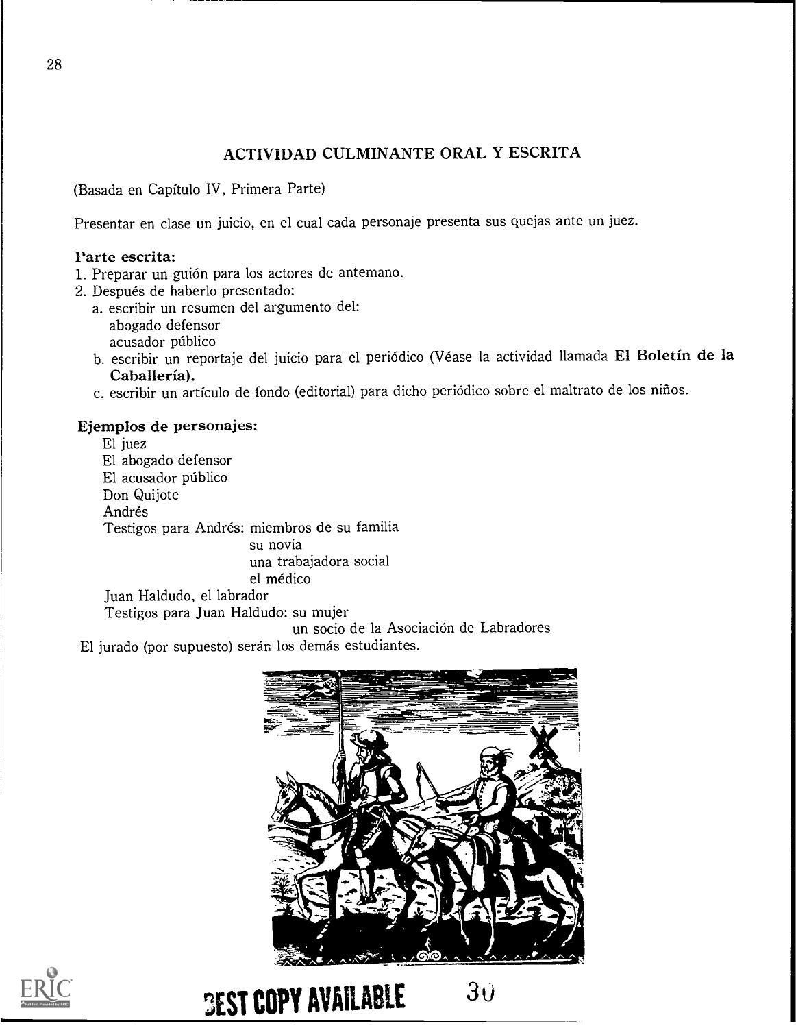## ACTIVIDAD CULMINANTE ORAL Y ESCRITA

(Basada en Capítulo IV, Primera Parte)

Presentar en clase un juicio, en el cual cada personaje presenta sus quejas ante un juez.

**Parte escrita:**

1. Preparar un guión para los actores de antemano.
2. Después de haberlo presentado:
   a. escribir un resumen del argumento del:
      abogado defensor
      acusador público
   b. escribir un reportaje del juicio para el periódico (Véase la actividad llamada **El Boletín de la Caballería).**
   c. escribir un artículo de fondo (editorial) para dicho periódico sobre el maltrato de los niños.

**Ejemplos de personajes:**

El juez
El abogado defensor
El acusador público
Don Quijote
Andrés
Testigos para Andrés: miembros de su familia
su novia
una trabajadora social
el médico
Juan Haldudo, el labrador
Testigos para Juan Haldudo: su mujer
un socio de la Asociación de Labradores

El jurado (por supuesto) serán los demás estudiantes.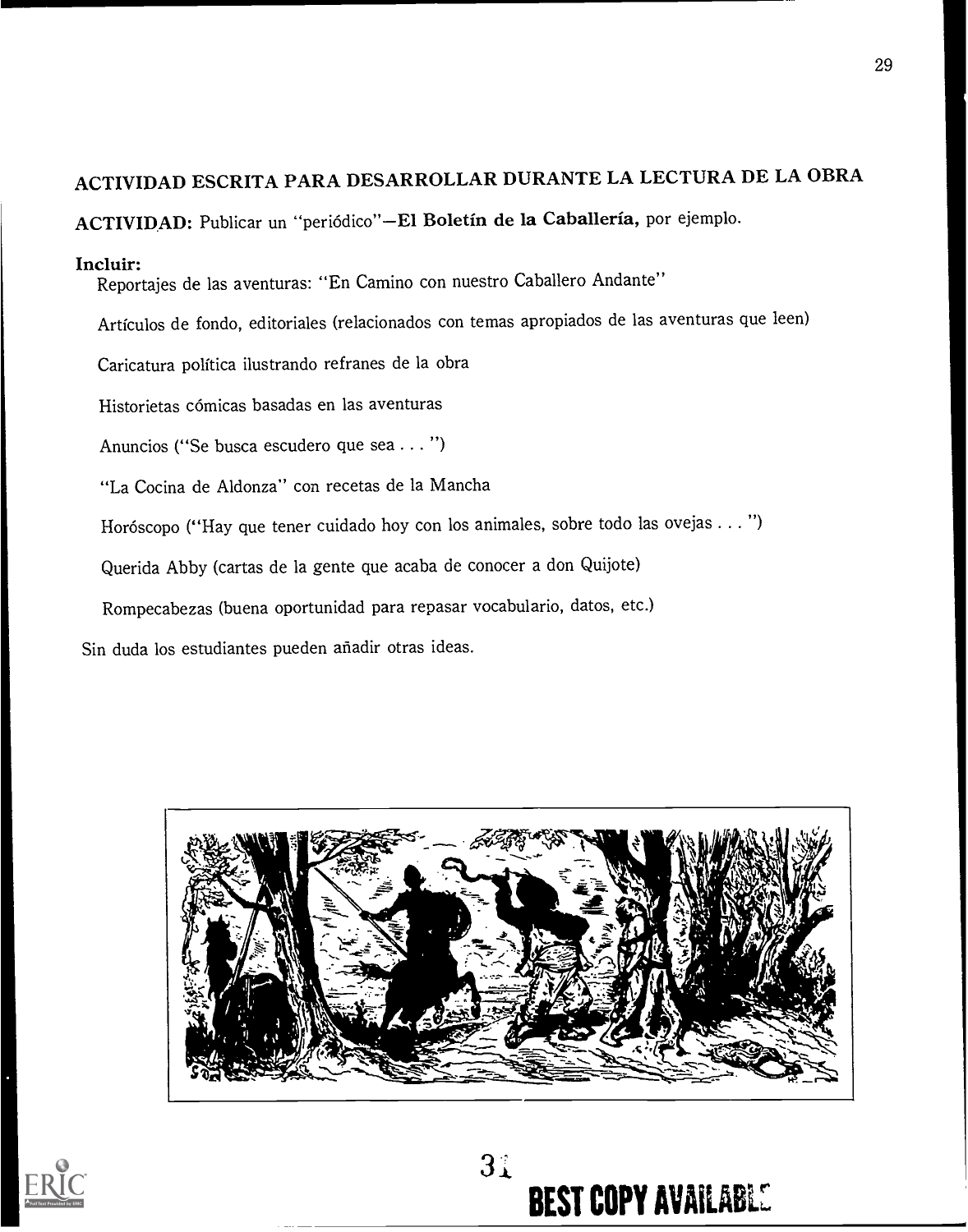## ACTIVIDAD ESCRITA PARA DESARROLLAR DURANTE LA LECTURA DE LA OBRA

**ACTIVIDAD:** Publicar un "periódico"—**El Boletín de la Caballería,** por ejemplo.

**Incluir:**

Reportajes de las aventuras: "En Camino con nuestro Caballero Andante"

Artículos de fondo, editoriales (relacionados con temas apropiados de las aventuras que leen)

Caricatura política ilustrando refranes de la obra

Historietas cómicas basadas en las aventuras

Anuncios ("Se busca escudero que sea . . . ")

"La Cocina de Aldonza" con recetas de la Mancha

Horóscopo ("Hay que tener cuidado hoy con los animales, sobre todo las ovejas . . . ")

Querida Abby (cartas de la gente que acaba de conocer a don Quijote)

Rompecabezas (buena oportunidad para repasar vocabulario, datos, etc.)

Sin duda los estudiantes pueden añadir otras ideas.

BEST COPY AVAILABLE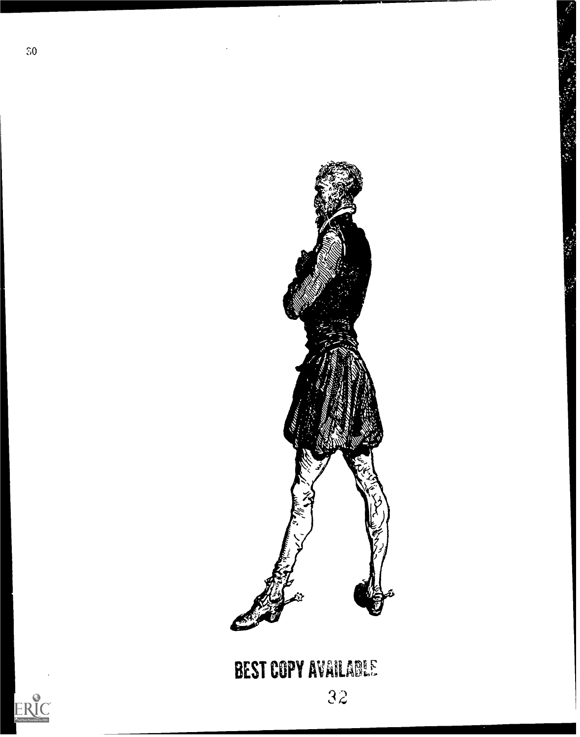BEST COPY AVAILABLE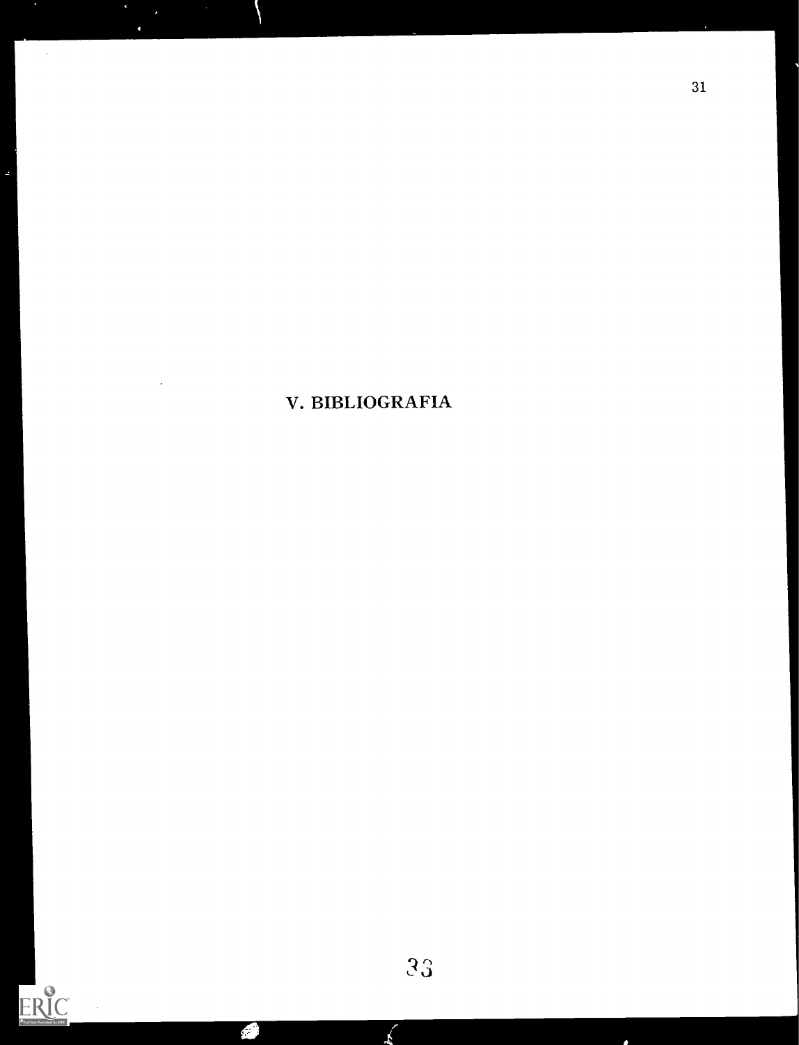# V. BIBLIOGRAFIA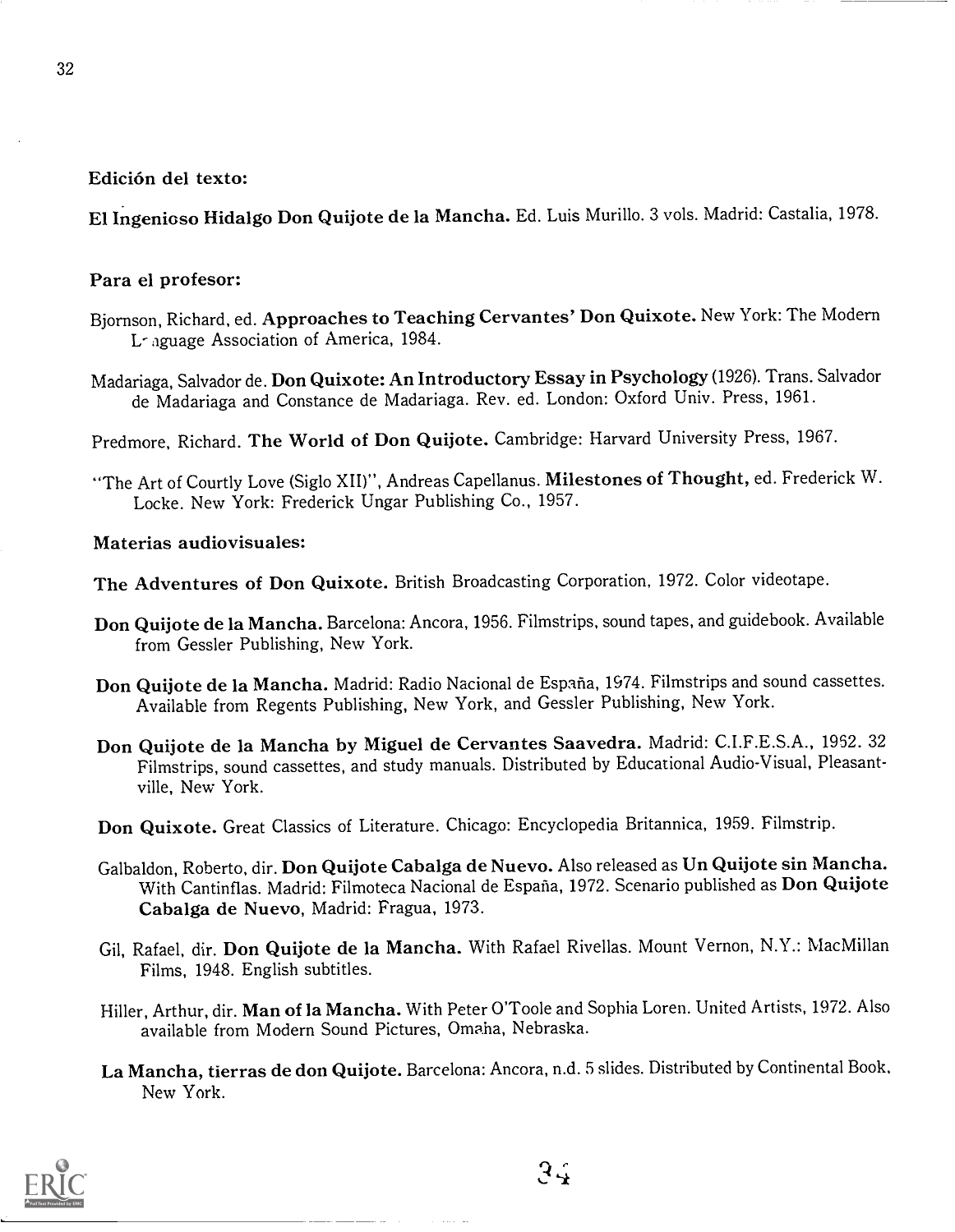**Edición del texto:**

**El Ingenioso Hidalgo Don Quijote de la Mancha.** Ed. Luis Murillo. 3 vols. Madrid: Castalia, 1978.

**Para el profesor:**

Bjornson, Richard, ed. **Approaches to Teaching Cervantes' Don Quixote.** New York: The Modern Language Association of America, 1984.

Madariaga, Salvador de. **Don Quixote: An Introductory Essay in Psychology** (1926). Trans. Salvador de Madariaga and Constance de Madariaga. Rev. ed. London: Oxford Univ. Press, 1961.

Predmore, Richard. **The World of Don Quijote.** Cambridge: Harvard University Press, 1967.

"The Art of Courtly Love (Siglo XII)", Andreas Capellanus. **Milestones of Thought,** ed. Frederick W. Locke. New York: Frederick Ungar Publishing Co., 1957.

**Materias audiovisuales:**

**The Adventures of Don Quixote.** British Broadcasting Corporation, 1972. Color videotape.

**Don Quijote de la Mancha.** Barcelona: Ancora, 1956. Filmstrips, sound tapes, and guidebook. Available from Gessler Publishing, New York.

**Don Quijote de la Mancha.** Madrid: Radio Nacional de España, 1974. Filmstrips and sound cassettes. Available from Regents Publishing, New York, and Gessler Publishing, New York.

**Don Quijote de la Mancha by Miguel de Cervantes Saavedra.** Madrid: C.I.F.E.S.A., 1962. 32 Filmstrips, sound cassettes, and study manuals. Distributed by Educational Audio-Visual, Pleasantville, New York.

**Don Quixote.** Great Classics of Literature. Chicago: Encyclopedia Britannica, 1959. Filmstrip.

Galbaldon, Roberto, dir. **Don Quijote Cabalga de Nuevo.** Also released as **Un Quijote sin Mancha.** With Cantinflas. Madrid: Filmoteca Nacional de España, 1972. Scenario published as **Don Quijote Cabalga de Nuevo**, Madrid: Fragua, 1973.

Gil, Rafael, dir. **Don Quijote de la Mancha.** With Rafael Rivellas. Mount Vernon, N.Y.: MacMillan Films, 1948. English subtitles.

Hiller, Arthur, dir. **Man of la Mancha.** With Peter O'Toole and Sophia Loren. United Artists, 1972. Also available from Modern Sound Pictures, Omaha, Nebraska.

**La Mancha, tierras de don Quijote.** Barcelona: Ancora, n.d. 5 slides. Distributed by Continental Book, New York.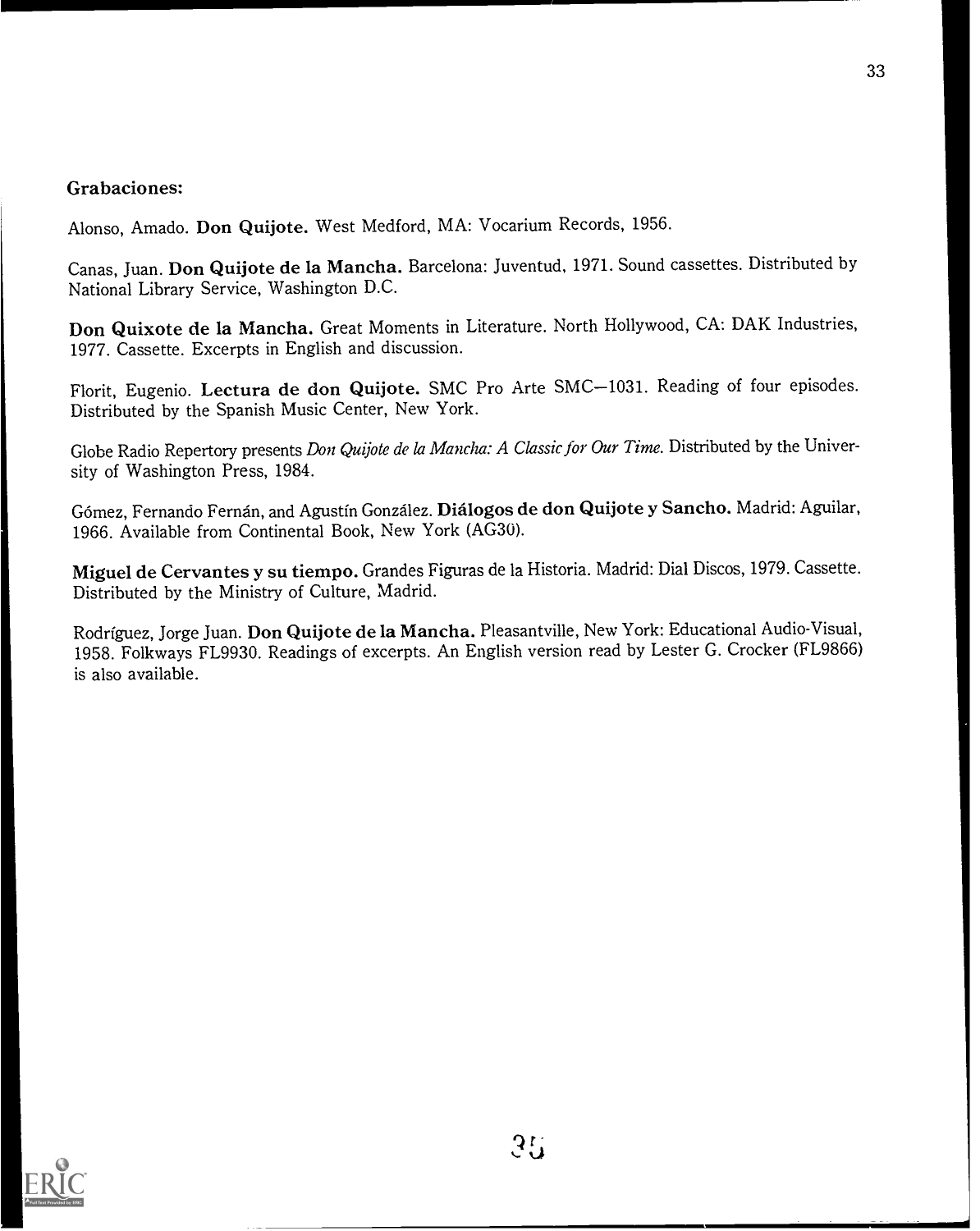**Grabaciones:**

Alonso, Amado. **Don Quijote.** West Medford, MA: Vocarium Records, 1956.

Canas, Juan. **Don Quijote de la Mancha.** Barcelona: Juventud, 1971. Sound cassettes. Distributed by National Library Service, Washington D.C.

**Don Quixote de la Mancha.** Great Moments in Literature. North Hollywood, CA: DAK Industries, 1977. Cassette. Excerpts in English and discussion.

Florit, Eugenio. **Lectura de don Quijote.** SMC Pro Arte SMC—1031. Reading of four episodes. Distributed by the Spanish Music Center, New York.

Globe Radio Repertory presents *Don Quijote de la Mancha: A Classic for Our Time.* Distributed by the University of Washington Press, 1984.

Gómez, Fernando Fernán, and Agustín González. **Diálogos de don Quijote y Sancho.** Madrid: Aguilar, 1966. Available from Continental Book, New York (AG30).

**Miguel de Cervantes y su tiempo.** Grandes Figuras de la Historia. Madrid: Dial Discos, 1979. Cassette. Distributed by the Ministry of Culture, Madrid.

Rodríguez, Jorge Juan. **Don Quijote de la Mancha.** Pleasantville, New York: Educational Audio-Visual, 1958. Folkways FL9930. Readings of excerpts. An English version read by Lester G. Crocker (FL9866) is also available.